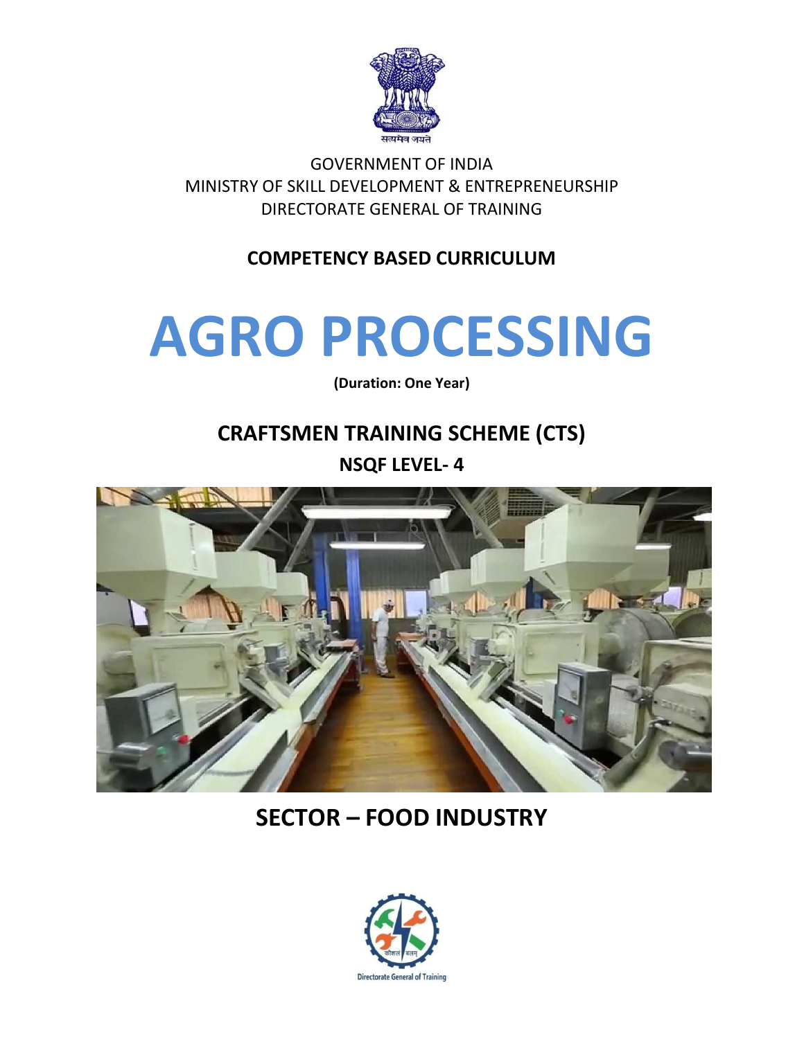सत्यमेव जयते

GOVERNMENT OF INDIA
MINISTRY OF SKILL DEVELOPMENT & ENTREPRENEURSHIP
DIRECTORATE GENERAL OF TRAINING

**COMPETENCY BASED CURRICULUM**

# AGRO PROCESSING

**(Duration: One Year)**

## CRAFTSMEN TRAINING SCHEME (CTS)

**NSQF LEVEL- 4**

## SECTOR – FOOD INDUSTRY

कौशल बलम्

Directorate General of Training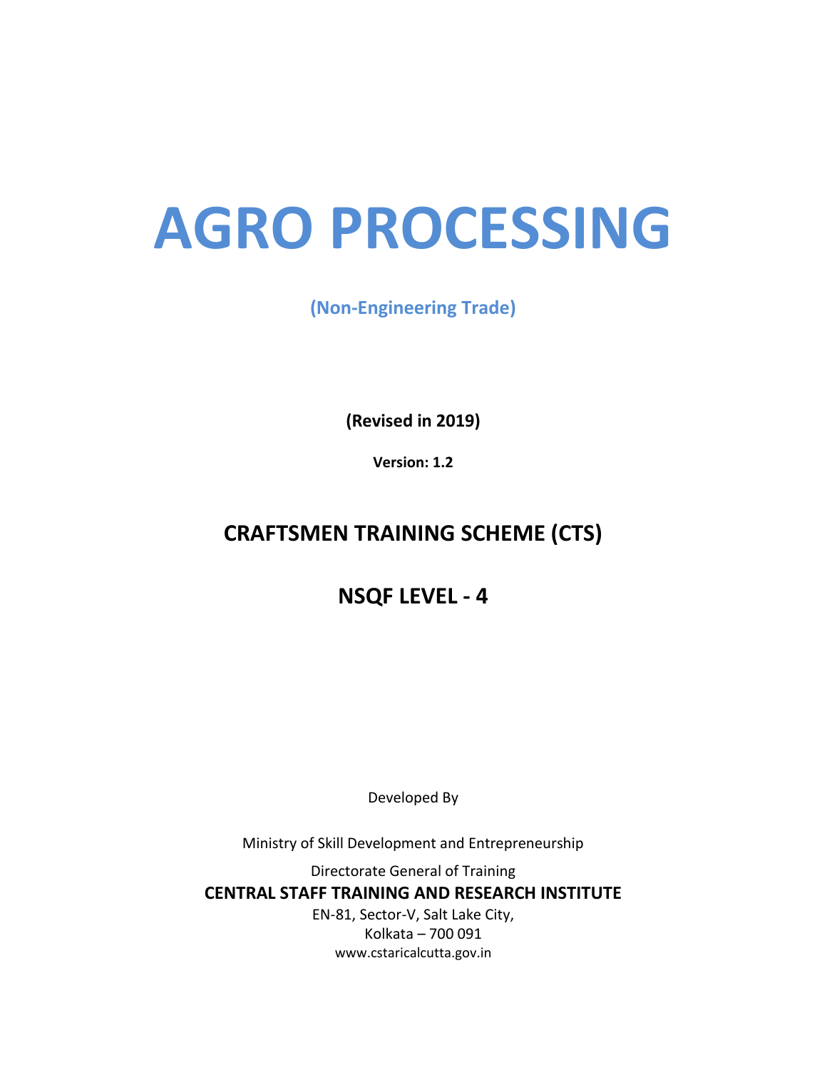# AGRO PROCESSING

**(Non-Engineering Trade)**

**(Revised in 2019)**

**Version: 1.2**

## CRAFTSMEN TRAINING SCHEME (CTS)

## NSQF LEVEL - 4

Developed By

Ministry of Skill Development and Entrepreneurship

Directorate General of Training

**CENTRAL STAFF TRAINING AND RESEARCH INSTITUTE**

EN-81, Sector-V, Salt Lake City,
Kolkata – 700 091
www.cstaricalcutta.gov.in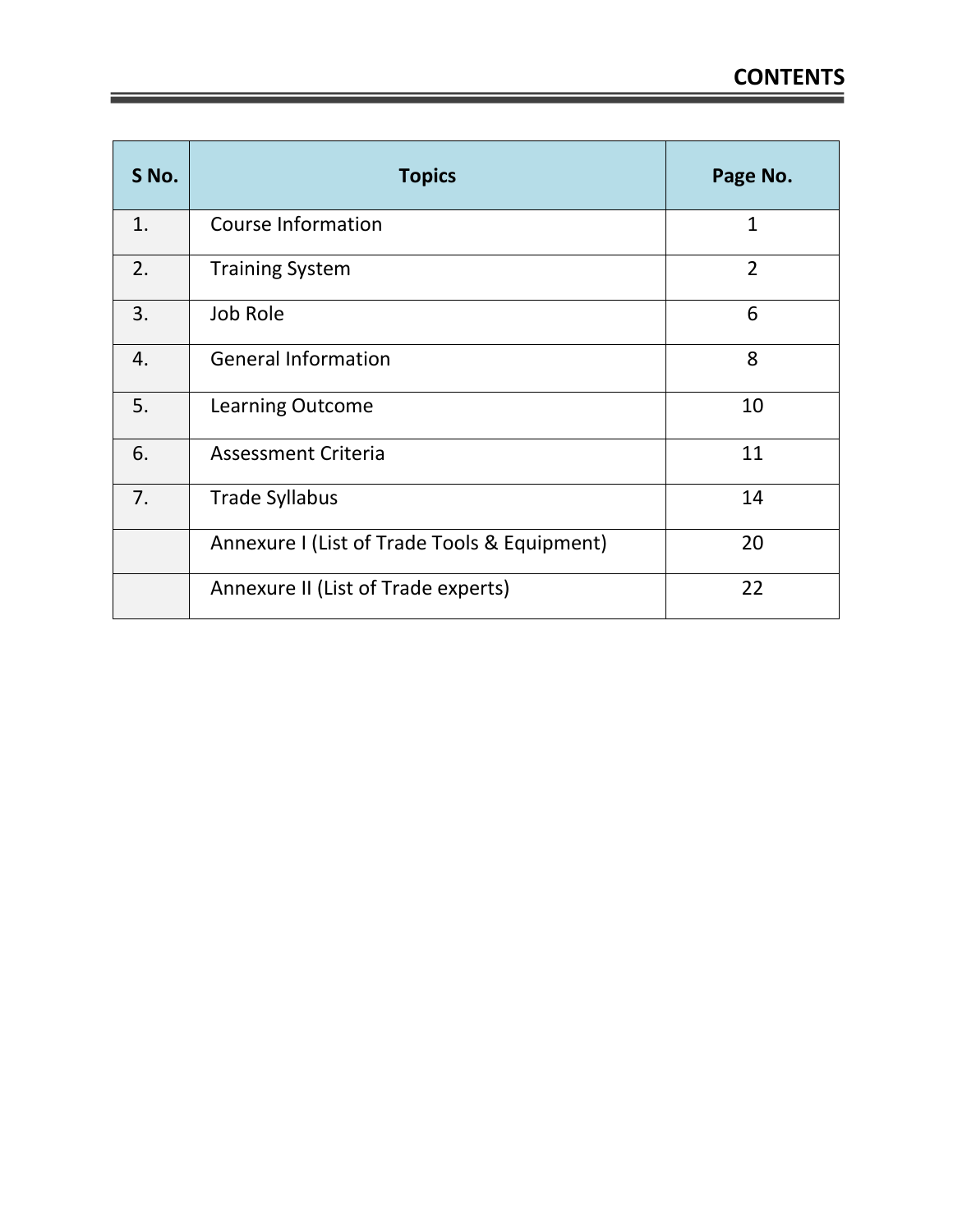# CONTENTS

| S No. | Topics | Page No. |
|---|---|---|
| 1. | Course Information | 1 |
| 2. | Training System | 2 |
| 3. | Job Role | 6 |
| 4. | General Information | 8 |
| 5. | Learning Outcome | 10 |
| 6. | Assessment Criteria | 11 |
| 7. | Trade Syllabus | 14 |
| | Annexure I (List of Trade Tools & Equipment) | 20 |
| | Annexure II (List of Trade experts) | 22 |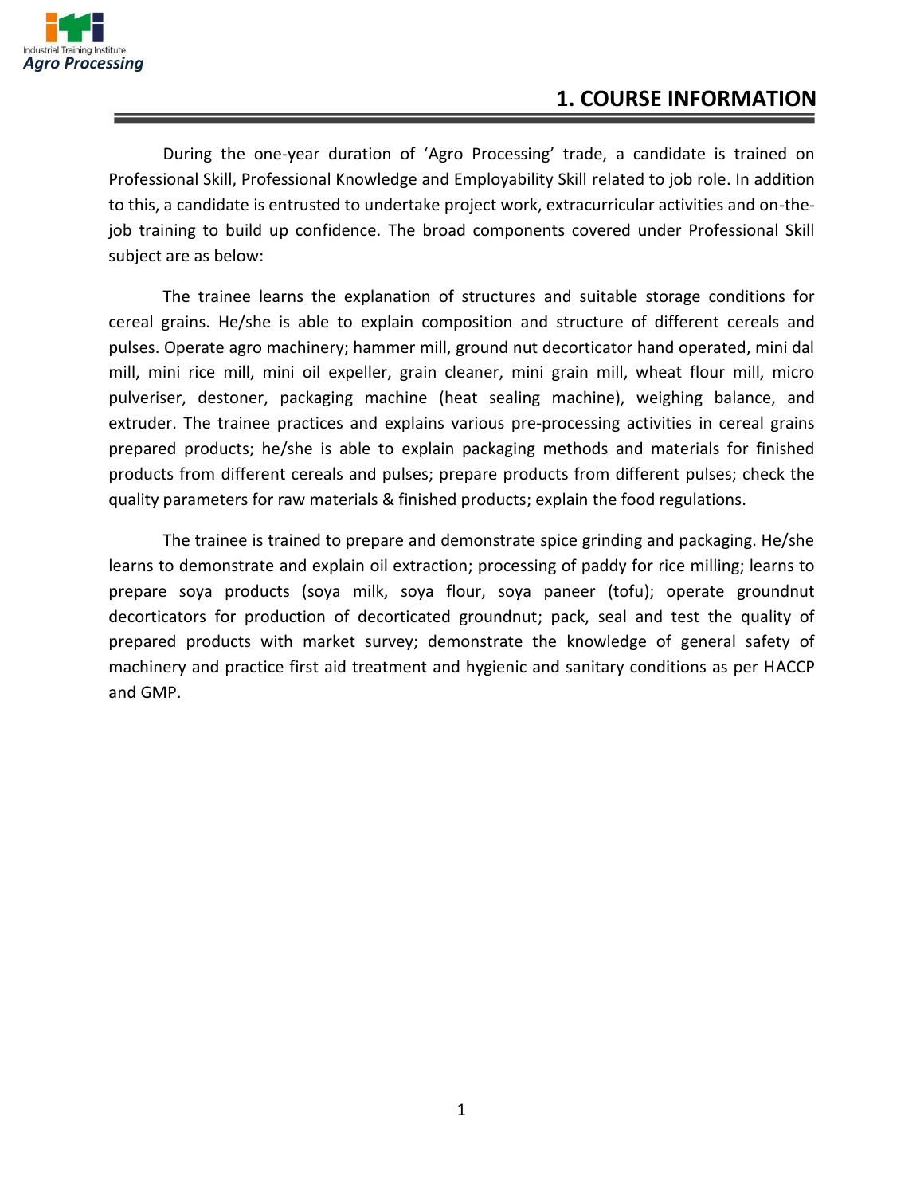# 1. COURSE INFORMATION

During the one-year duration of 'Agro Processing' trade, a candidate is trained on Professional Skill, Professional Knowledge and Employability Skill related to job role. In addition to this, a candidate is entrusted to undertake project work, extracurricular activities and on-the-job training to build up confidence. The broad components covered under Professional Skill subject are as below:

The trainee learns the explanation of structures and suitable storage conditions for cereal grains. He/she is able to explain composition and structure of different cereals and pulses. Operate agro machinery; hammer mill, ground nut decorticator hand operated, mini dal mill, mini rice mill, mini oil expeller, grain cleaner, mini grain mill, wheat flour mill, micro pulveriser, destoner, packaging machine (heat sealing machine), weighing balance, and extruder. The trainee practices and explains various pre-processing activities in cereal grains prepared products; he/she is able to explain packaging methods and materials for finished products from different cereals and pulses; prepare products from different pulses; check the quality parameters for raw materials & finished products; explain the food regulations.

The trainee is trained to prepare and demonstrate spice grinding and packaging. He/she learns to demonstrate and explain oil extraction; processing of paddy for rice milling; learns to prepare soya products (soya milk, soya flour, soya paneer (tofu); operate groundnut decorticators for production of decorticated groundnut; pack, seal and test the quality of prepared products with market survey; demonstrate the knowledge of general safety of machinery and practice first aid treatment and hygienic and sanitary conditions as per HACCP and GMP.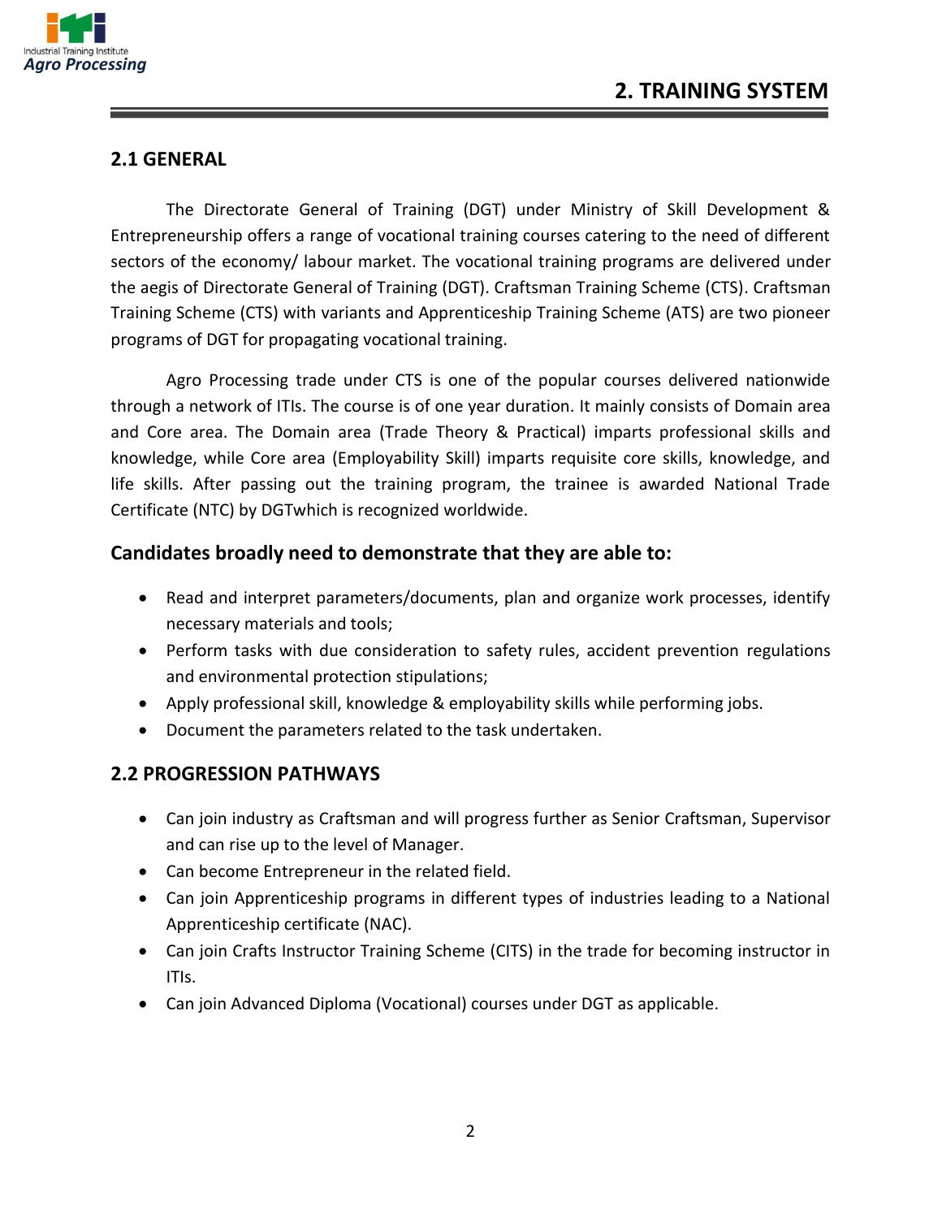## 2. TRAINING SYSTEM

### 2.1 GENERAL

The Directorate General of Training (DGT) under Ministry of Skill Development & Entrepreneurship offers a range of vocational training courses catering to the need of different sectors of the economy/ labour market. The vocational training programs are delivered under the aegis of Directorate General of Training (DGT). Craftsman Training Scheme (CTS). Craftsman Training Scheme (CTS) with variants and Apprenticeship Training Scheme (ATS) are two pioneer programs of DGT for propagating vocational training.

Agro Processing trade under CTS is one of the popular courses delivered nationwide through a network of ITIs. The course is of one year duration. It mainly consists of Domain area and Core area. The Domain area (Trade Theory & Practical) imparts professional skills and knowledge, while Core area (Employability Skill) imparts requisite core skills, knowledge, and life skills. After passing out the training program, the trainee is awarded National Trade Certificate (NTC) by DGTwhich is recognized worldwide.

#### Candidates broadly need to demonstrate that they are able to:

- Read and interpret parameters/documents, plan and organize work processes, identify necessary materials and tools;
- Perform tasks with due consideration to safety rules, accident prevention regulations and environmental protection stipulations;
- Apply professional skill, knowledge & employability skills while performing jobs.
- Document the parameters related to the task undertaken.

### 2.2 PROGRESSION PATHWAYS

- Can join industry as Craftsman and will progress further as Senior Craftsman, Supervisor and can rise up to the level of Manager.
- Can become Entrepreneur in the related field.
- Can join Apprenticeship programs in different types of industries leading to a National Apprenticeship certificate (NAC).
- Can join Crafts Instructor Training Scheme (CITS) in the trade for becoming instructor in ITIs.
- Can join Advanced Diploma (Vocational) courses under DGT as applicable.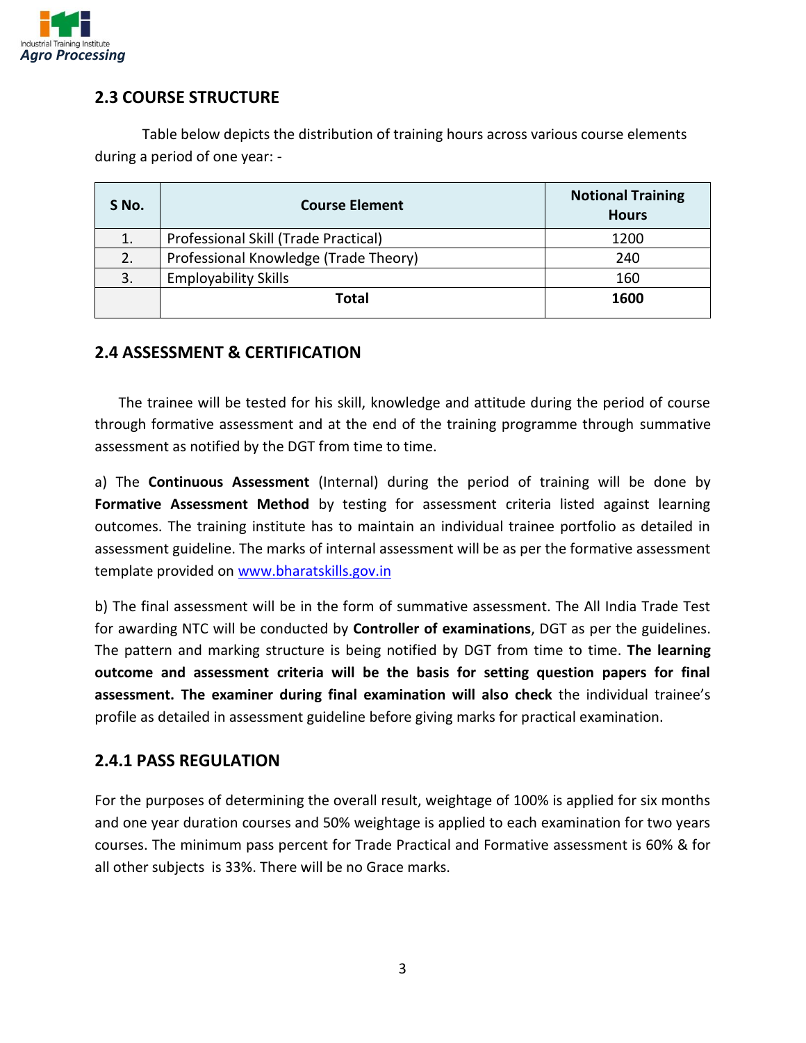## 2.3 COURSE STRUCTURE

Table below depicts the distribution of training hours across various course elements during a period of one year: -

| S No. | Course Element | Notional Training Hours |
|---|---|---|
| 1. | Professional Skill (Trade Practical) | 1200 |
| 2. | Professional Knowledge (Trade Theory) | 240 |
| 3. | Employability Skills | 160 |
| | **Total** | **1600** |

## 2.4 ASSESSMENT & CERTIFICATION

The trainee will be tested for his skill, knowledge and attitude during the period of course through formative assessment and at the end of the training programme through summative assessment as notified by the DGT from time to time.

a) The **Continuous Assessment** (Internal) during the period of training will be done by **Formative Assessment Method** by testing for assessment criteria listed against learning outcomes. The training institute has to maintain an individual trainee portfolio as detailed in assessment guideline. The marks of internal assessment will be as per the formative assessment template provided on www.bharatskills.gov.in

b) The final assessment will be in the form of summative assessment. The All India Trade Test for awarding NTC will be conducted by **Controller of examinations**, DGT as per the guidelines. The pattern and marking structure is being notified by DGT from time to time. **The learning outcome and assessment criteria will be the basis for setting question papers for final assessment. The examiner during final examination will also check** the individual trainee's profile as detailed in assessment guideline before giving marks for practical examination.

### 2.4.1 PASS REGULATION

For the purposes of determining the overall result, weightage of 100% is applied for six months and one year duration courses and 50% weightage is applied to each examination for two years courses. The minimum pass percent for Trade Practical and Formative assessment is 60% & for all other subjects is 33%. There will be no Grace marks.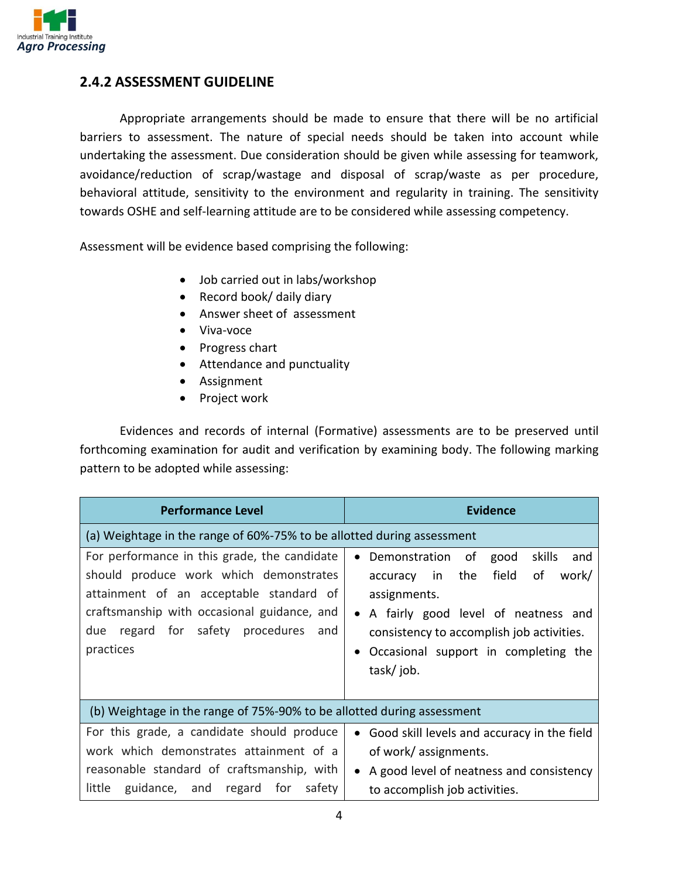## 2.4.2 ASSESSMENT GUIDELINE

Appropriate arrangements should be made to ensure that there will be no artificial barriers to assessment. The nature of special needs should be taken into account while undertaking the assessment. Due consideration should be given while assessing for teamwork, avoidance/reduction of scrap/wastage and disposal of scrap/waste as per procedure, behavioral attitude, sensitivity to the environment and regularity in training. The sensitivity towards OSHE and self-learning attitude are to be considered while assessing competency.

Assessment will be evidence based comprising the following:

- Job carried out in labs/workshop
- Record book/ daily diary
- Answer sheet of assessment
- Viva-voce
- Progress chart
- Attendance and punctuality
- Assignment
- Project work

Evidences and records of internal (Formative) assessments are to be preserved until forthcoming examination for audit and verification by examining body. The following marking pattern to be adopted while assessing:

| Performance Level | Evidence |
|---|---|
| (a) Weightage in the range of 60%-75% to be allotted during assessment | |
| For performance in this grade, the candidate should produce work which demonstrates attainment of an acceptable standard of craftsmanship with occasional guidance, and due regard for safety procedures and practices | • Demonstration of good skills and accuracy in the field of work/ assignments.<br>• A fairly good level of neatness and consistency to accomplish job activities.<br>• Occasional support in completing the task/ job. |
| (b) Weightage in the range of 75%-90% to be allotted during assessment | |
| For this grade, a candidate should produce work which demonstrates attainment of a reasonable standard of craftsmanship, with little guidance, and regard for safety | • Good skill levels and accuracy in the field of work/ assignments.<br>• A good level of neatness and consistency to accomplish job activities. |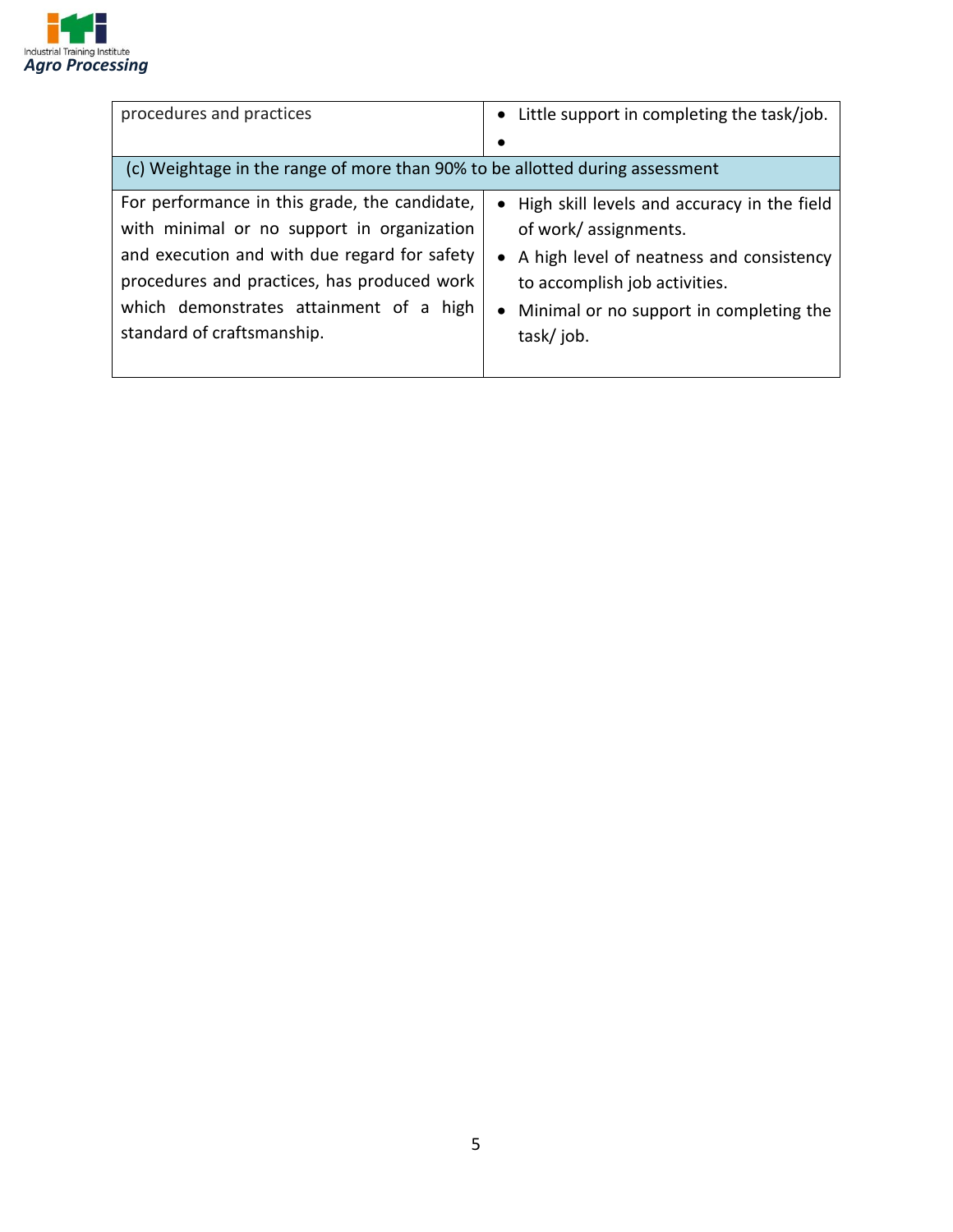| | |
|---|---|
| procedures and practices | • Little support in completing the task/job.<br>• |
| (c) Weightage in the range of more than 90% to be allotted during assessment | |
| For performance in this grade, the candidate, with minimal or no support in organization and execution and with due regard for safety procedures and practices, has produced work which demonstrates attainment of a high standard of craftsmanship. | • High skill levels and accuracy in the field of work/ assignments.<br>• A high level of neatness and consistency to accomplish job activities.<br>• Minimal or no support in completing the task/ job. |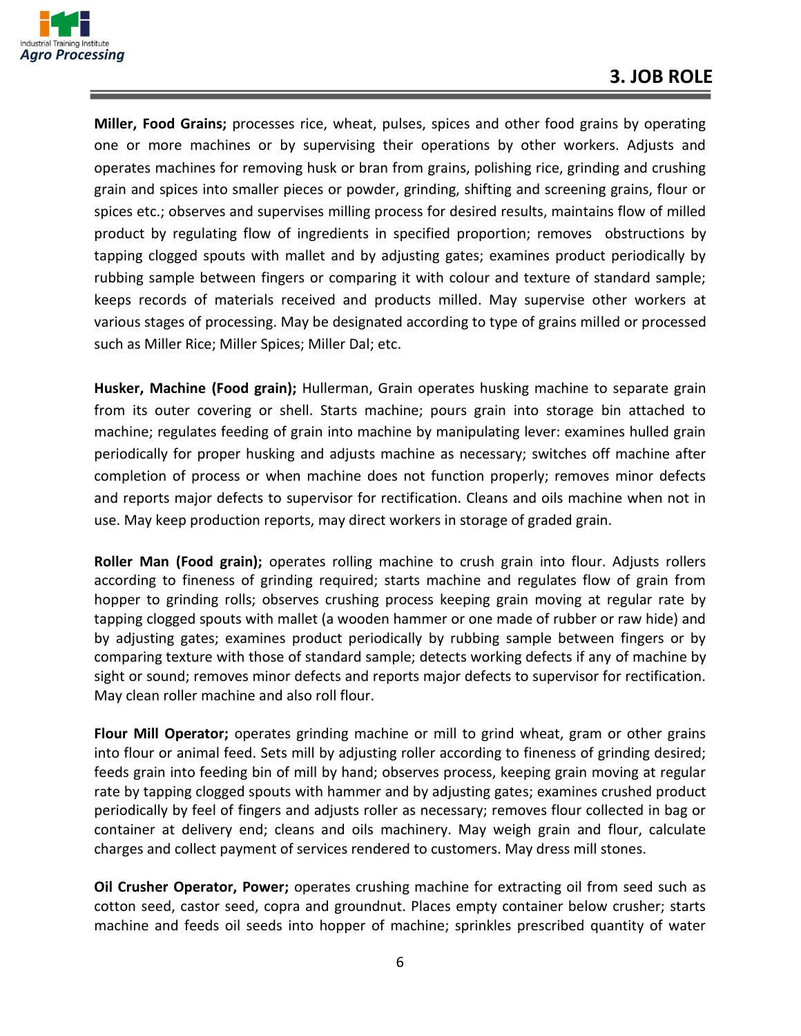## 3. JOB ROLE

**Miller, Food Grains;** processes rice, wheat, pulses, spices and other food grains by operating one or more machines or by supervising their operations by other workers. Adjusts and operates machines for removing husk or bran from grains, polishing rice, grinding and crushing grain and spices into smaller pieces or powder, grinding, shifting and screening grains, flour or spices etc.; observes and supervises milling process for desired results, maintains flow of milled product by regulating flow of ingredients in specified proportion; removes obstructions by tapping clogged spouts with mallet and by adjusting gates; examines product periodically by rubbing sample between fingers or comparing it with colour and texture of standard sample; keeps records of materials received and products milled. May supervise other workers at various stages of processing. May be designated according to type of grains milled or processed such as Miller Rice; Miller Spices; Miller Dal; etc.

**Husker, Machine (Food grain);** Hullerman, Grain operates husking machine to separate grain from its outer covering or shell. Starts machine; pours grain into storage bin attached to machine; regulates feeding of grain into machine by manipulating lever: examines hulled grain periodically for proper husking and adjusts machine as necessary; switches off machine after completion of process or when machine does not function properly; removes minor defects and reports major defects to supervisor for rectification. Cleans and oils machine when not in use. May keep production reports, may direct workers in storage of graded grain.

**Roller Man (Food grain);** operates rolling machine to crush grain into flour. Adjusts rollers according to fineness of grinding required; starts machine and regulates flow of grain from hopper to grinding rolls; observes crushing process keeping grain moving at regular rate by tapping clogged spouts with mallet (a wooden hammer or one made of rubber or raw hide) and by adjusting gates; examines product periodically by rubbing sample between fingers or by comparing texture with those of standard sample; detects working defects if any of machine by sight or sound; removes minor defects and reports major defects to supervisor for rectification. May clean roller machine and also roll flour.

**Flour Mill Operator;** operates grinding machine or mill to grind wheat, gram or other grains into flour or animal feed. Sets mill by adjusting roller according to fineness of grinding desired; feeds grain into feeding bin of mill by hand; observes process, keeping grain moving at regular rate by tapping clogged spouts with hammer and by adjusting gates; examines crushed product periodically by feel of fingers and adjusts roller as necessary; removes flour collected in bag or container at delivery end; cleans and oils machinery. May weigh grain and flour, calculate charges and collect payment of services rendered to customers. May dress mill stones.

**Oil Crusher Operator, Power;** operates crushing machine for extracting oil from seed such as cotton seed, castor seed, copra and groundnut. Places empty container below crusher; starts machine and feeds oil seeds into hopper of machine; sprinkles prescribed quantity of water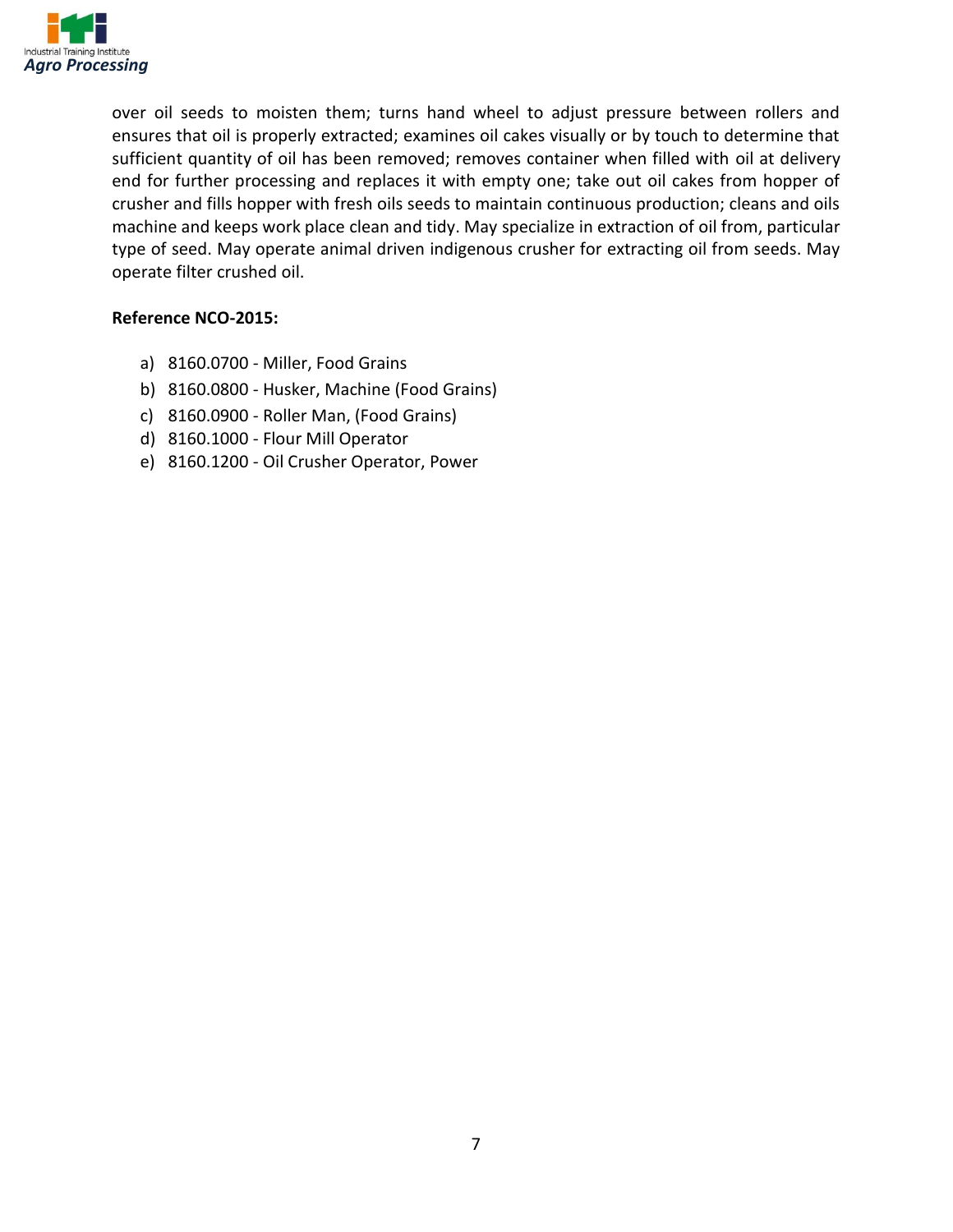over oil seeds to moisten them; turns hand wheel to adjust pressure between rollers and ensures that oil is properly extracted; examines oil cakes visually or by touch to determine that sufficient quantity of oil has been removed; removes container when filled with oil at delivery end for further processing and replaces it with empty one; take out oil cakes from hopper of crusher and fills hopper with fresh oils seeds to maintain continuous production; cleans and oils machine and keeps work place clean and tidy. May specialize in extraction of oil from, particular type of seed. May operate animal driven indigenous crusher for extracting oil from seeds. May operate filter crushed oil.

**Reference NCO-2015:**

a) 8160.0700 - Miller, Food Grains
b) 8160.0800 - Husker, Machine (Food Grains)
c) 8160.0900 - Roller Man, (Food Grains)
d) 8160.1000 - Flour Mill Operator
e) 8160.1200 - Oil Crusher Operator, Power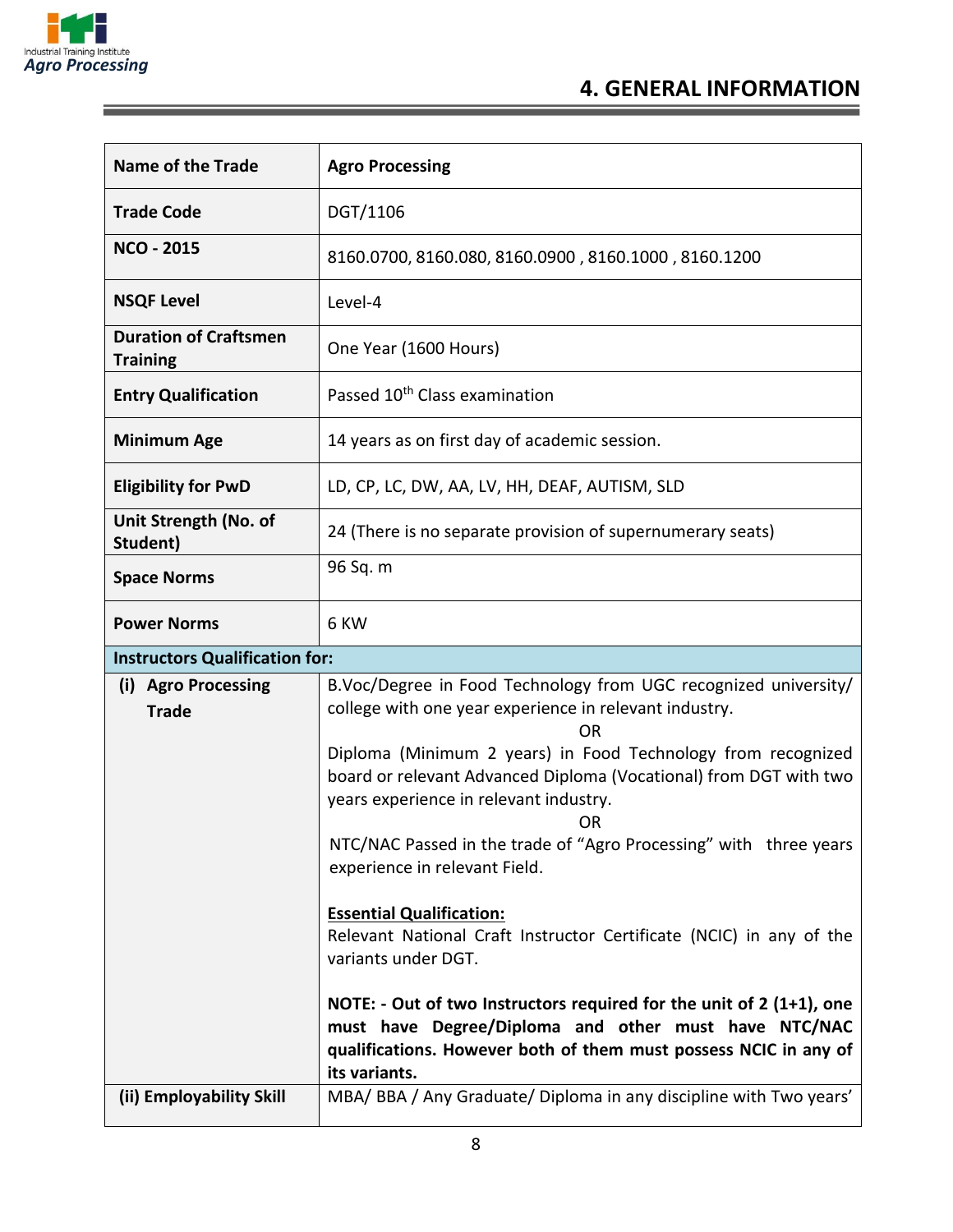# 4. GENERAL INFORMATION

| Name of the Trade | Agro Processing |
|---|---|
| Trade Code | DGT/1106 |
| NCO - 2015 | 8160.0700, 8160.080, 8160.0900 , 8160.1000 , 8160.1200 |
| NSQF Level | Level-4 |
| Duration of Craftsmen Training | One Year (1600 Hours) |
| Entry Qualification | Passed 10th Class examination |
| Minimum Age | 14 years as on first day of academic session. |
| Eligibility for PwD | LD, CP, LC, DW, AA, LV, HH, DEAF, AUTISM, SLD |
| Unit Strength (No. of Student) | 24 (There is no separate provision of supernumerary seats) |
| Space Norms | 96 Sq. m |
| Power Norms | 6 KW |
| **Instructors Qualification for:** | |
| (i) Agro Processing Trade | B.Voc/Degree in Food Technology from UGC recognized university/ college with one year experience in relevant industry.<br>OR<br>Diploma (Minimum 2 years) in Food Technology from recognized board or relevant Advanced Diploma (Vocational) from DGT with two years experience in relevant industry.<br>OR<br>NTC/NAC Passed in the trade of "Agro Processing" with three years experience in relevant Field.<br><br>**Essential Qualification:**<br>Relevant National Craft Instructor Certificate (NCIC) in any of the variants under DGT.<br><br>**NOTE: - Out of two Instructors required for the unit of 2 (1+1), one must have Degree/Diploma and other must have NTC/NAC qualifications. However both of them must possess NCIC in any of its variants.** |
| (ii) Employability Skill | MBA/ BBA / Any Graduate/ Diploma in any discipline with Two years' |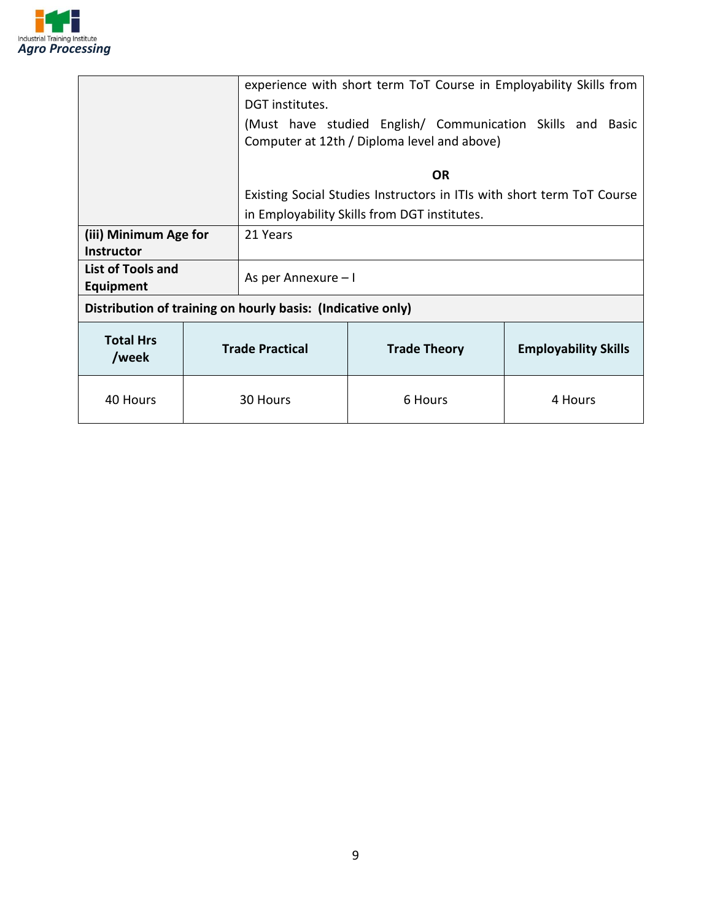| | |
|---|---|
| | experience with short term ToT Course in Employability Skills from DGT institutes.<br>(Must have studied English/ Communication Skills and Basic Computer at 12th / Diploma level and above)<br><br>**OR**<br>Existing Social Studies Instructors in ITIs with short term ToT Course in Employability Skills from DGT institutes. |
| **(iii) Minimum Age for Instructor** | 21 Years |
| **List of Tools and Equipment** | As per Annexure – I |

**Distribution of training on hourly basis: (Indicative only)**

| Total Hrs /week | Trade Practical | Trade Theory | Employability Skills |
|---|---|---|---|
| 40 Hours | 30 Hours | 6 Hours | 4 Hours |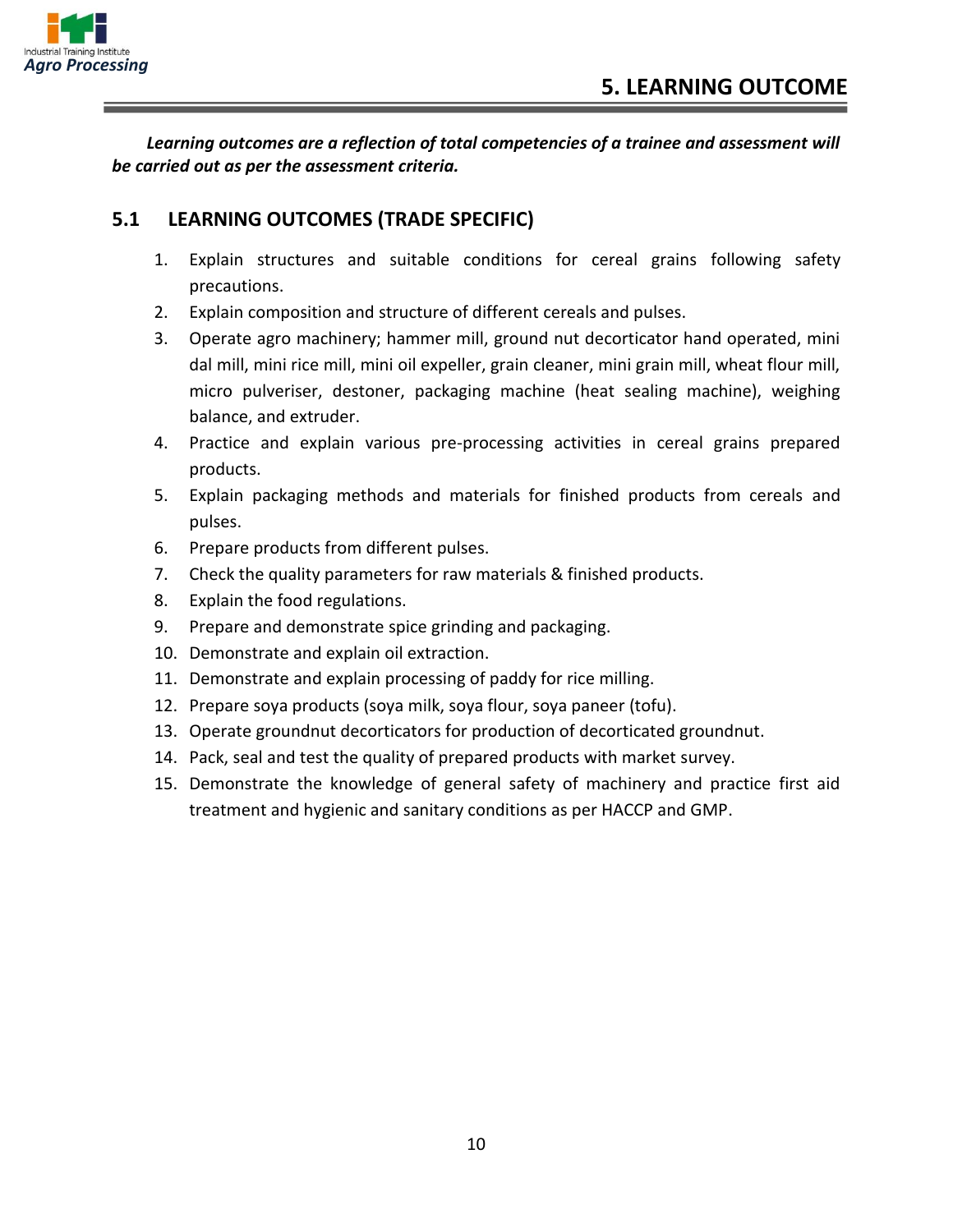# 5. LEARNING OUTCOME

***Learning outcomes are a reflection of total competencies of a trainee and assessment will be carried out as per the assessment criteria.***

## 5.1 LEARNING OUTCOMES (TRADE SPECIFIC)

1. Explain structures and suitable conditions for cereal grains following safety precautions.
2. Explain composition and structure of different cereals and pulses.
3. Operate agro machinery; hammer mill, ground nut decorticator hand operated, mini dal mill, mini rice mill, mini oil expeller, grain cleaner, mini grain mill, wheat flour mill, micro pulveriser, destoner, packaging machine (heat sealing machine), weighing balance, and extruder.
4. Practice and explain various pre-processing activities in cereal grains prepared products.
5. Explain packaging methods and materials for finished products from cereals and pulses.
6. Prepare products from different pulses.
7. Check the quality parameters for raw materials & finished products.
8. Explain the food regulations.
9. Prepare and demonstrate spice grinding and packaging.
10. Demonstrate and explain oil extraction.
11. Demonstrate and explain processing of paddy for rice milling.
12. Prepare soya products (soya milk, soya flour, soya paneer (tofu).
13. Operate groundnut decorticators for production of decorticated groundnut.
14. Pack, seal and test the quality of prepared products with market survey.
15. Demonstrate the knowledge of general safety of machinery and practice first aid treatment and hygienic and sanitary conditions as per HACCP and GMP.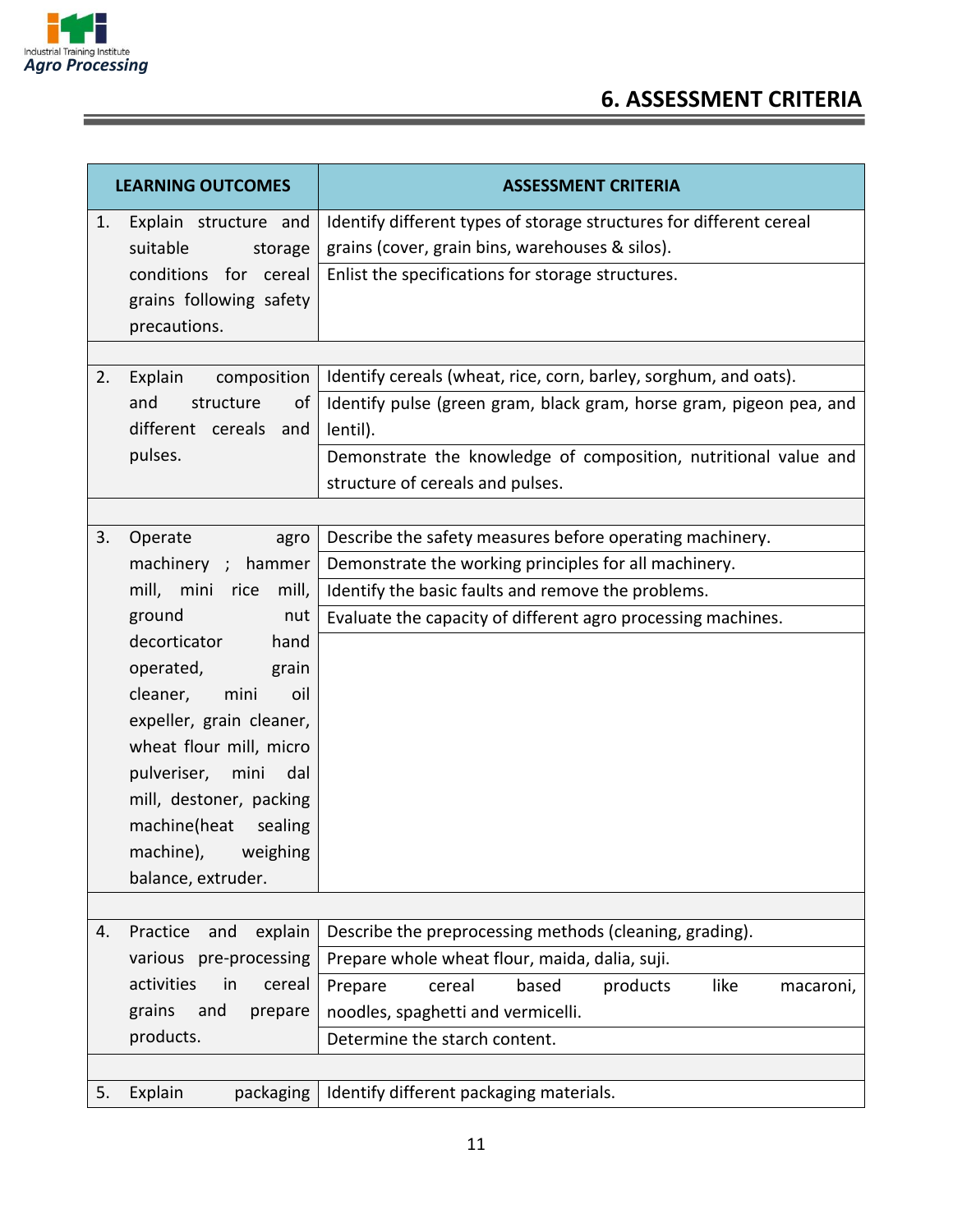# 6. ASSESSMENT CRITERIA

| LEARNING OUTCOMES | ASSESSMENT CRITERIA |
|---|---|
| 1. Explain structure and suitable storage conditions for cereal grains following safety precautions. | Identify different types of storage structures for different cereal grains (cover, grain bins, warehouses & silos). |
| | Enlist the specifications for storage structures. |
| | |
| 2. Explain composition and structure of different cereals and pulses. | Identify cereals (wheat, rice, corn, barley, sorghum, and oats). |
| | Identify pulse (green gram, black gram, horse gram, pigeon pea, and lentil). |
| | Demonstrate the knowledge of composition, nutritional value and structure of cereals and pulses. |
| | |
| 3. Operate agro machinery ; hammer mill, mini rice mill, ground nut decorticator hand operated, grain cleaner, mini oil expeller, grain cleaner, wheat flour mill, micro pulveriser, mini dal mill, destoner, packing machine(heat sealing machine), weighing balance, extruder. | Describe the safety measures before operating machinery. |
| | Demonstrate the working principles for all machinery. |
| | Identify the basic faults and remove the problems. |
| | Evaluate the capacity of different agro processing machines. |
| | |
| 4. Practice and explain various pre-processing activities in cereal grains and prepare products. | Describe the preprocessing methods (cleaning, grading). |
| | Prepare whole wheat flour, maida, dalia, suji. |
| | Prepare cereal based products like macaroni, noodles, spaghetti and vermicelli. |
| | Determine the starch content. |
| | |
| 5. Explain packaging | Identify different packaging materials. |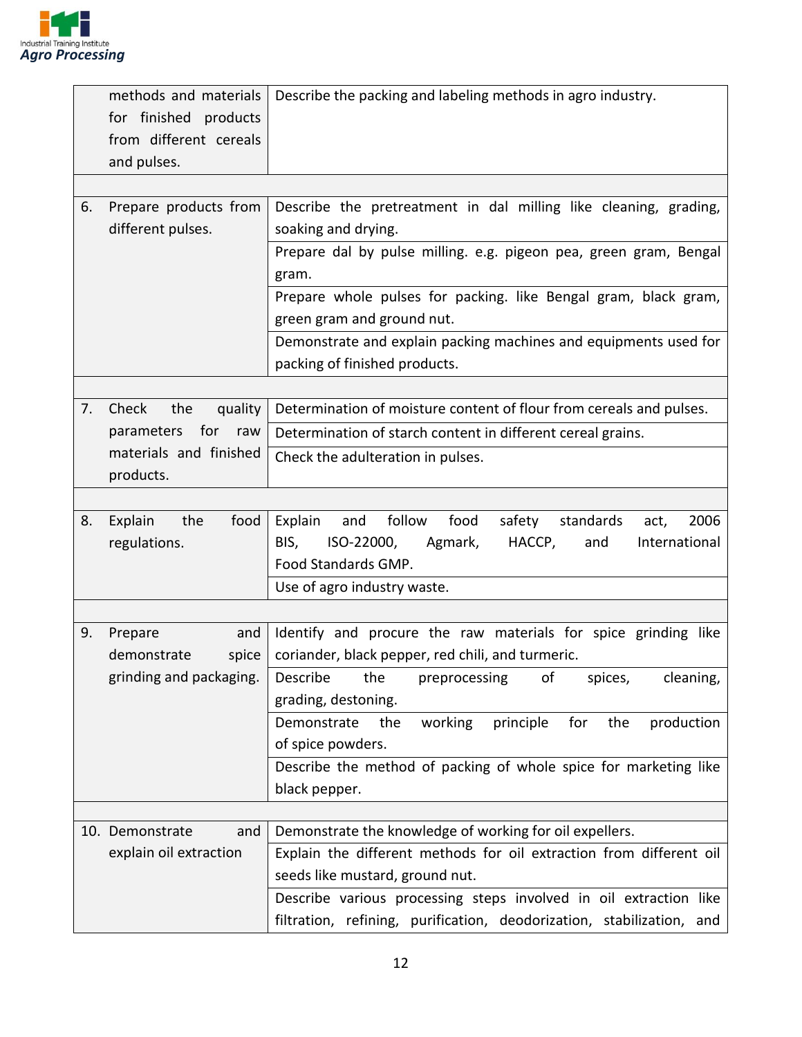| | |
|---|---|
| methods and materials for finished products from different cereals and pulses. | Describe the packing and labeling methods in agro industry. |
| | |
| 6. Prepare products from different pulses. | Describe the pretreatment in dal milling like cleaning, grading, soaking and drying. |
| | Prepare dal by pulse milling. e.g. pigeon pea, green gram, Bengal gram. |
| | Prepare whole pulses for packing. like Bengal gram, black gram, green gram and ground nut. |
| | Demonstrate and explain packing machines and equipments used for packing of finished products. |
| | |
| 7. Check the quality parameters for raw materials and finished products. | Determination of moisture content of flour from cereals and pulses. |
| | Determination of starch content in different cereal grains. |
| | Check the adulteration in pulses. |
| | |
| 8. Explain the food regulations. | Explain and follow food safety standards act, 2006 BIS, ISO-22000, Agmark, HACCP, and International Food Standards GMP. |
| | Use of agro industry waste. |
| | |
| 9. Prepare and demonstrate spice grinding and packaging. | Identify and procure the raw materials for spice grinding like coriander, black pepper, red chili, and turmeric. |
| | Describe the preprocessing of spices, cleaning, grading, destoning. |
| | Demonstrate the working principle for the production of spice powders. |
| | Describe the method of packing of whole spice for marketing like black pepper. |
| | |
| 10. Demonstrate and explain oil extraction | Demonstrate the knowledge of working for oil expellers. |
| | Explain the different methods for oil extraction from different oil seeds like mustard, ground nut. |
| | Describe various processing steps involved in oil extraction like filtration, refining, purification, deodorization, stabilization, and |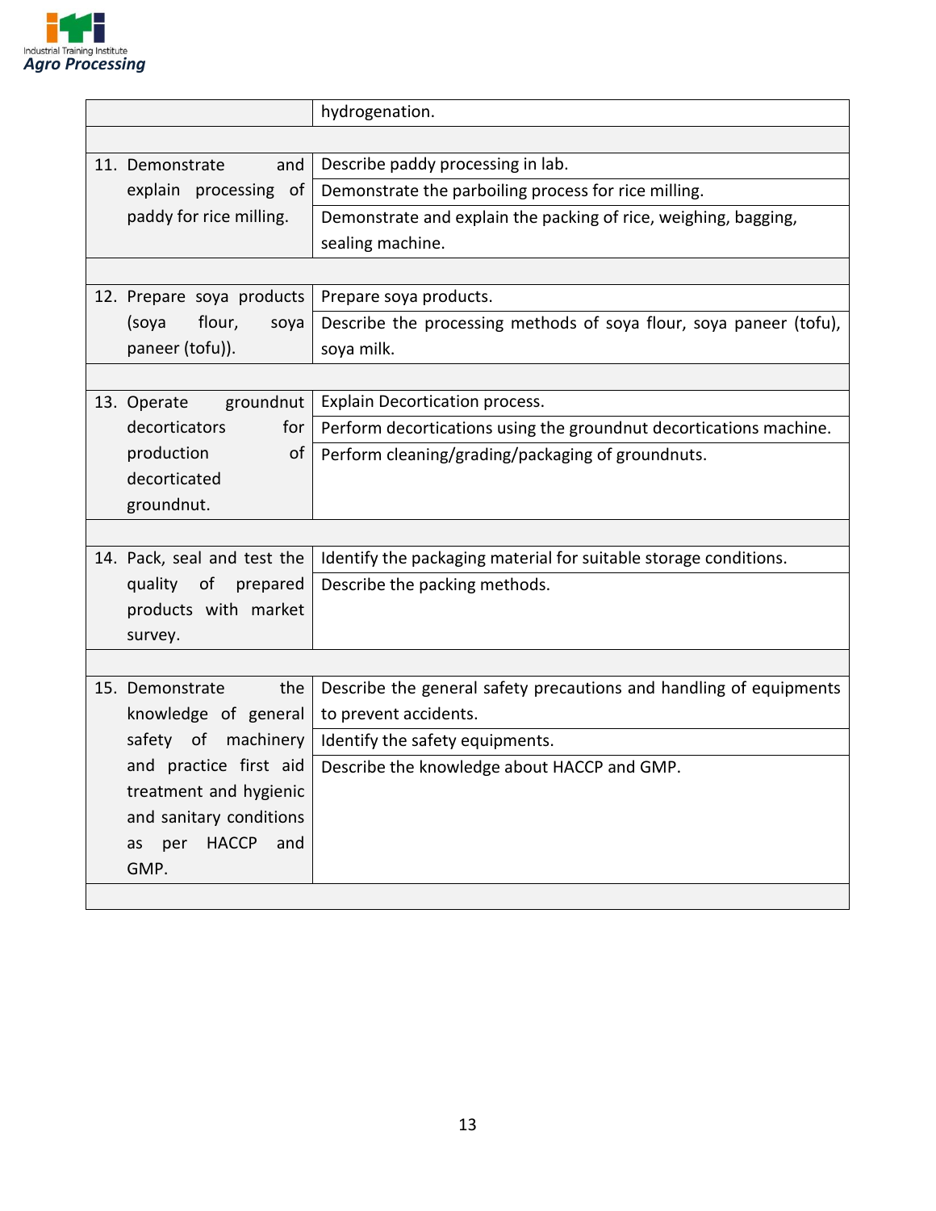| | |
|---|---|
| | hydrogenation. |
| | |
| 11. Demonstrate and explain processing of paddy for rice milling. | Describe paddy processing in lab. |
| | Demonstrate the parboiling process for rice milling. |
| | Demonstrate and explain the packing of rice, weighing, bagging, sealing machine. |
| | |
| 12. Prepare soya products (soya flour, soya paneer (tofu)). | Prepare soya products. |
| | Describe the processing methods of soya flour, soya paneer (tofu), soya milk. |
| | |
| 13. Operate groundnut decorticators for production of decorticated groundnut. | Explain Decortication process. |
| | Perform decortications using the groundnut decortications machine. |
| | Perform cleaning/grading/packaging of groundnuts. |
| | |
| 14. Pack, seal and test the quality of prepared products with market survey. | Identify the packaging material for suitable storage conditions. |
| | Describe the packing methods. |
| | |
| 15. Demonstrate the knowledge of general safety of machinery and practice first aid treatment and hygienic and sanitary conditions as per HACCP and GMP. | Describe the general safety precautions and handling of equipments to prevent accidents. |
| | Identify the safety equipments. |
| | Describe the knowledge about HACCP and GMP. |
| | |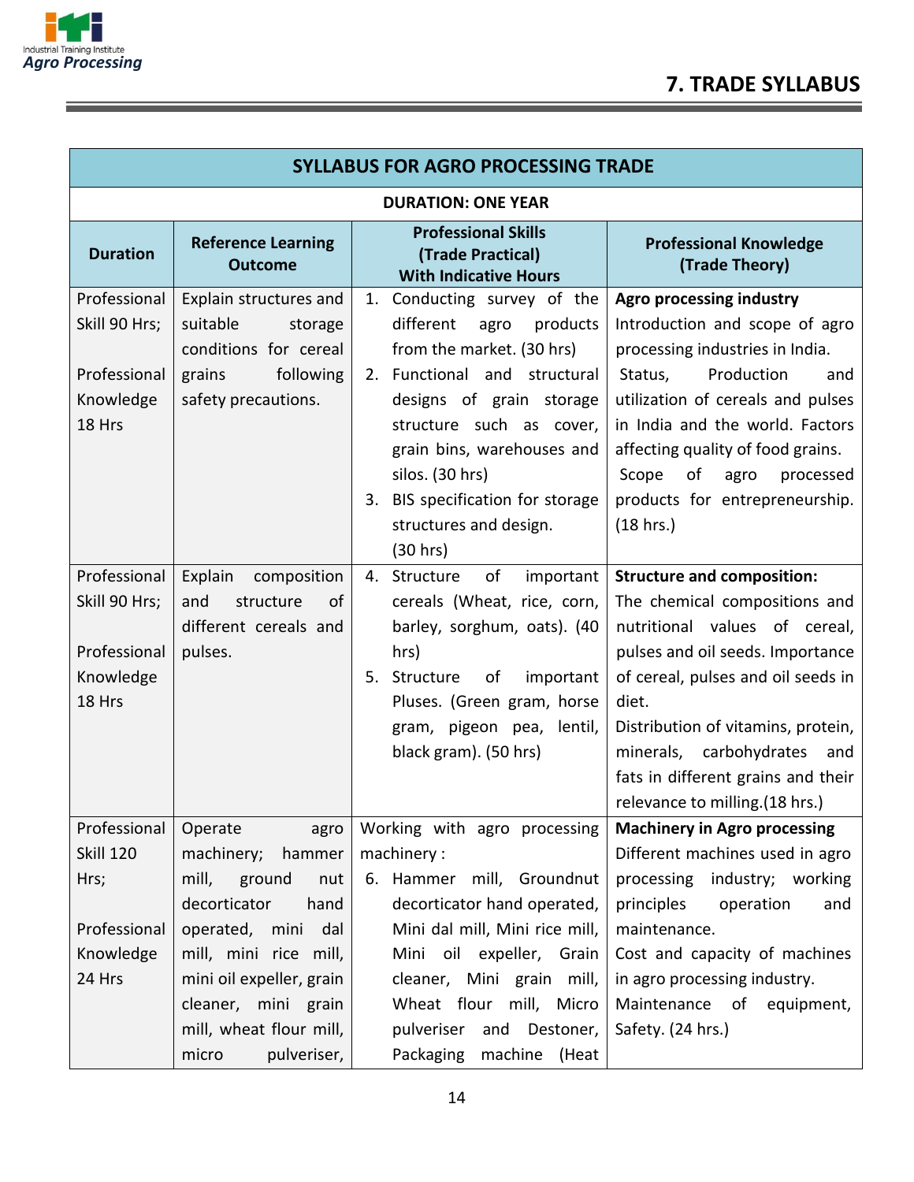# 7. TRADE SYLLABUS

| SYLLABUS FOR AGRO PROCESSING TRADE | | | |
|---|---|---|---|
| **DURATION: ONE YEAR** | | | |
| **Duration** | **Reference Learning Outcome** | **Professional Skills (Trade Practical) With Indicative Hours** | **Professional Knowledge (Trade Theory)** |
| Professional Skill 90 Hrs;<br><br>Professional Knowledge 18 Hrs | Explain structures and suitable storage conditions for cereal grains following safety precautions. | 1. Conducting survey of the different agro products from the market. (30 hrs)<br>2. Functional and structural designs of grain storage structure such as cover, grain bins, warehouses and silos. (30 hrs)<br>3. BIS specification for storage structures and design. (30 hrs) | **Agro processing industry**<br>Introduction and scope of agro processing industries in India.<br>Status, Production and utilization of cereals and pulses in India and the world. Factors affecting quality of food grains.<br>Scope of agro processed products for entrepreneurship. (18 hrs.) |
| Professional Skill 90 Hrs;<br><br>Professional Knowledge 18 Hrs | Explain composition and structure of different cereals and pulses. | 4. Structure of important cereals (Wheat, rice, corn, barley, sorghum, oats). (40 hrs)<br>5. Structure of important Pluses. (Green gram, horse gram, pigeon pea, lentil, black gram). (50 hrs) | **Structure and composition:**<br>The chemical compositions and nutritional values of cereal, pulses and oil seeds. Importance of cereal, pulses and oil seeds in diet.<br>Distribution of vitamins, protein, minerals, carbohydrates and fats in different grains and their relevance to milling.(18 hrs.) |
| Professional Skill 120 Hrs;<br><br>Professional Knowledge 24 Hrs | Operate agro machinery; hammer mill, ground nut decorticator hand operated, mini dal mill, mini rice mill, mini oil expeller, grain cleaner, mini grain mill, wheat flour mill, micro pulveriser, | Working with agro processing machinery :<br>6. Hammer mill, Groundnut decorticator hand operated, Mini dal mill, Mini rice mill, Mini oil expeller, Grain cleaner, Mini grain mill, Wheat flour mill, Micro pulveriser and Destoner, Packaging machine (Heat | **Machinery in Agro processing**<br>Different machines used in agro processing industry; working principles operation and maintenance.<br>Cost and capacity of machines in agro processing industry.<br>Maintenance of equipment, Safety. (24 hrs.) |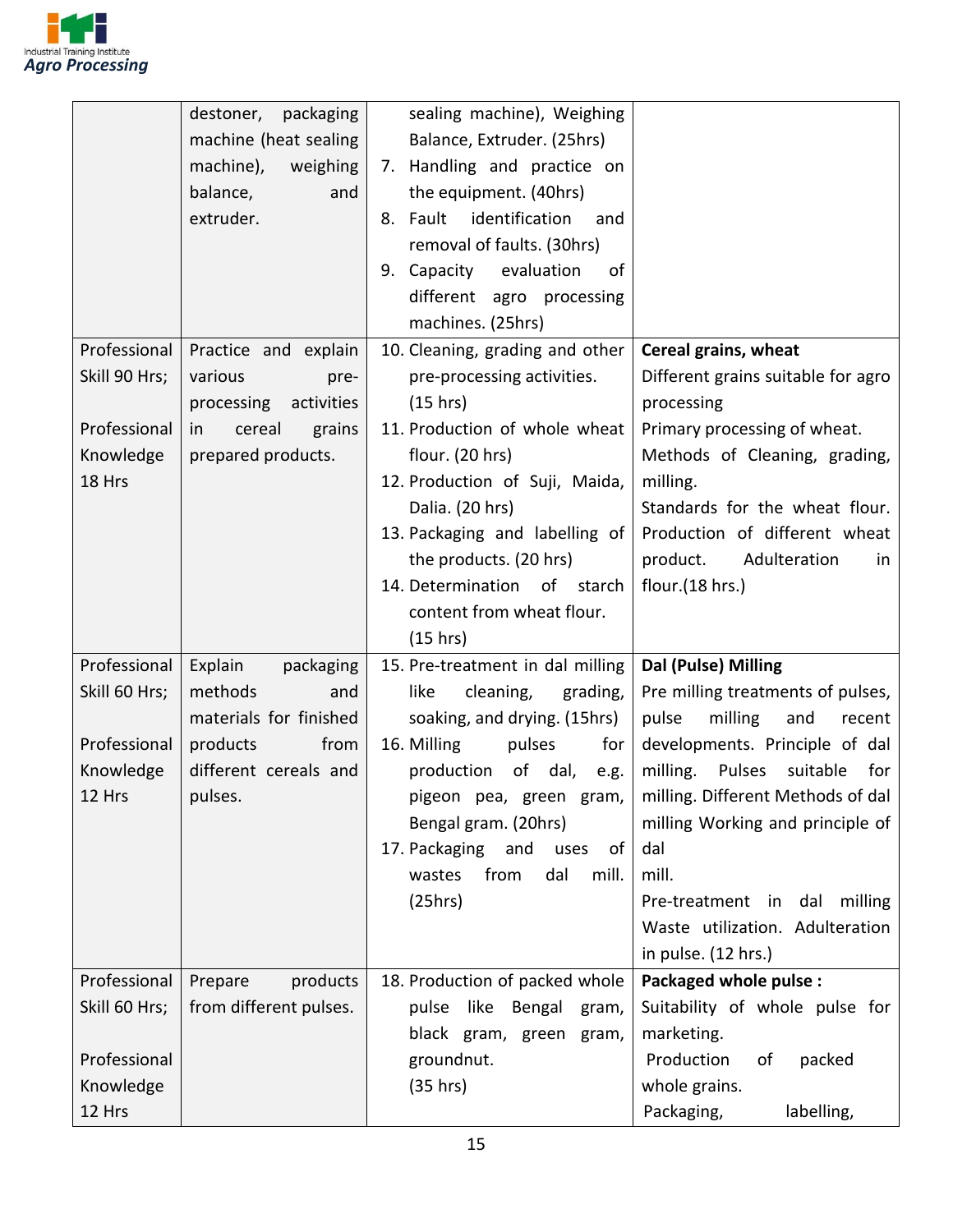| | | | |
|---|---|---|---|
| | destoner, packaging machine (heat sealing machine), weighing balance, and extruder. | sealing machine), Weighing Balance, Extruder. (25hrs)<br>7. Handling and practice on the equipment. (40hrs)<br>8. Fault identification and removal of faults. (30hrs)<br>9. Capacity evaluation of different agro processing machines. (25hrs) | |
| Professional Skill 90 Hrs;<br><br>Professional Knowledge 18 Hrs | Practice and explain various pre-processing activities in cereal grains prepared products. | 10. Cleaning, grading and other pre-processing activities. (15 hrs)<br>11. Production of whole wheat flour. (20 hrs)<br>12. Production of Suji, Maida, Dalia. (20 hrs)<br>13. Packaging and labelling of the products. (20 hrs)<br>14. Determination of starch content from wheat flour. (15 hrs) | **Cereal grains, wheat**<br>Different grains suitable for agro processing<br>Primary processing of wheat.<br>Methods of Cleaning, grading, milling.<br>Standards for the wheat flour. Production of different wheat product. Adulteration in flour.(18 hrs.) |
| Professional Skill 60 Hrs;<br><br>Professional Knowledge 12 Hrs | Explain packaging methods and materials for finished products from different cereals and pulses. | 15. Pre-treatment in dal milling like cleaning, grading, soaking, and drying. (15hrs)<br>16. Milling pulses for production of dal, e.g. pigeon pea, green gram, Bengal gram. (20hrs)<br>17. Packaging and uses of wastes from dal mill. (25hrs) | **Dal (Pulse) Milling**<br>Pre milling treatments of pulses, pulse milling and recent developments. Principle of dal milling. Pulses suitable for milling. Different Methods of dal milling Working and principle of dal mill.<br>Pre-treatment in dal milling Waste utilization. Adulteration in pulse. (12 hrs.) |
| Professional Skill 60 Hrs;<br><br>Professional Knowledge 12 Hrs | Prepare products from different pulses. | 18. Production of packed whole pulse like Bengal gram, black gram, green gram, groundnut. (35 hrs) | **Packaged whole pulse :**<br>Suitability of whole pulse for marketing.<br>Production of packed whole grains.<br>Packaging, labelling, |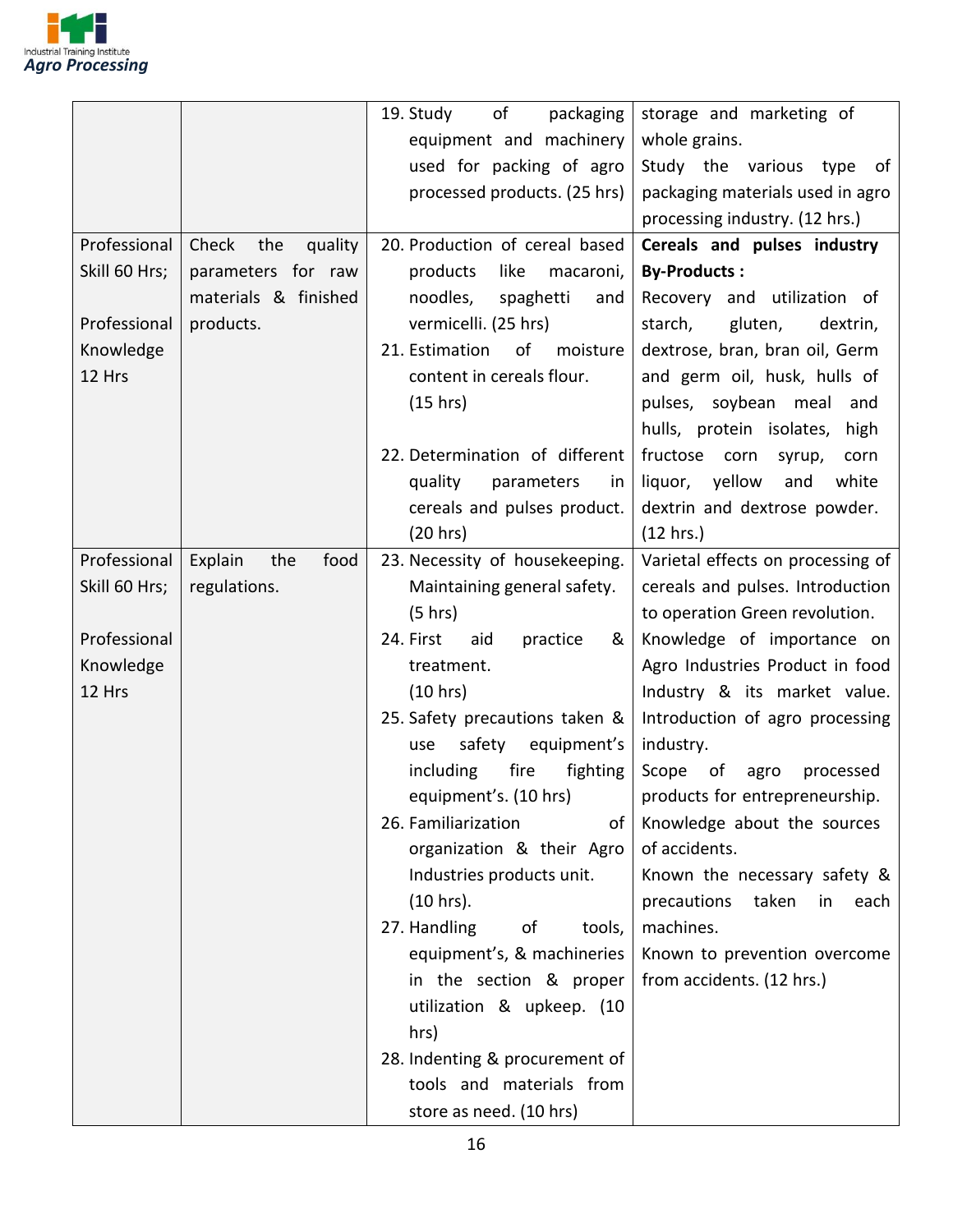| | | | |
|---|---|---|---|
| | | 19. Study of packaging equipment and machinery used for packing of agro processed products. (25 hrs) | storage and marketing of whole grains.<br>Study the various type of packaging materials used in agro processing industry. (12 hrs.) |
| Professional Skill 60 Hrs;<br><br>Professional Knowledge 12 Hrs | Check the quality parameters for raw materials & finished products. | 20. Production of cereal based products like macaroni, noodles, spaghetti and vermicelli. (25 hrs)<br>21. Estimation of moisture content in cereals flour. (15 hrs)<br>22. Determination of different quality parameters in cereals and pulses product. (20 hrs) | **Cereals and pulses industry By-Products :**<br>Recovery and utilization of starch, gluten, dextrin, dextrose, bran, bran oil, Germ and germ oil, husk, hulls of pulses, soybean meal and hulls, protein isolates, high fructose corn syrup, corn liquor, yellow and white dextrin and dextrose powder. (12 hrs.) |
| Professional Skill 60 Hrs;<br><br>Professional Knowledge 12 Hrs | Explain the food regulations. | 23. Necessity of housekeeping. Maintaining general safety. (5 hrs)<br>24. First aid practice & treatment. (10 hrs)<br>25. Safety precautions taken & use safety equipment's including fire fighting equipment's. (10 hrs)<br>26. Familiarization of organization & their Agro Industries products unit. (10 hrs).<br>27. Handling of tools, equipment's, & machineries in the section & proper utilization & upkeep. (10 hrs)<br>28. Indenting & procurement of tools and materials from store as need. (10 hrs) | Varietal effects on processing of cereals and pulses. Introduction to operation Green revolution.<br>Knowledge of importance on Agro Industries Product in food Industry & its market value.<br>Introduction of agro processing industry.<br>Scope of agro processed products for entrepreneurship.<br>Knowledge about the sources of accidents.<br>Known the necessary safety & precautions taken in each machines.<br>Known to prevention overcome from accidents. (12 hrs.) |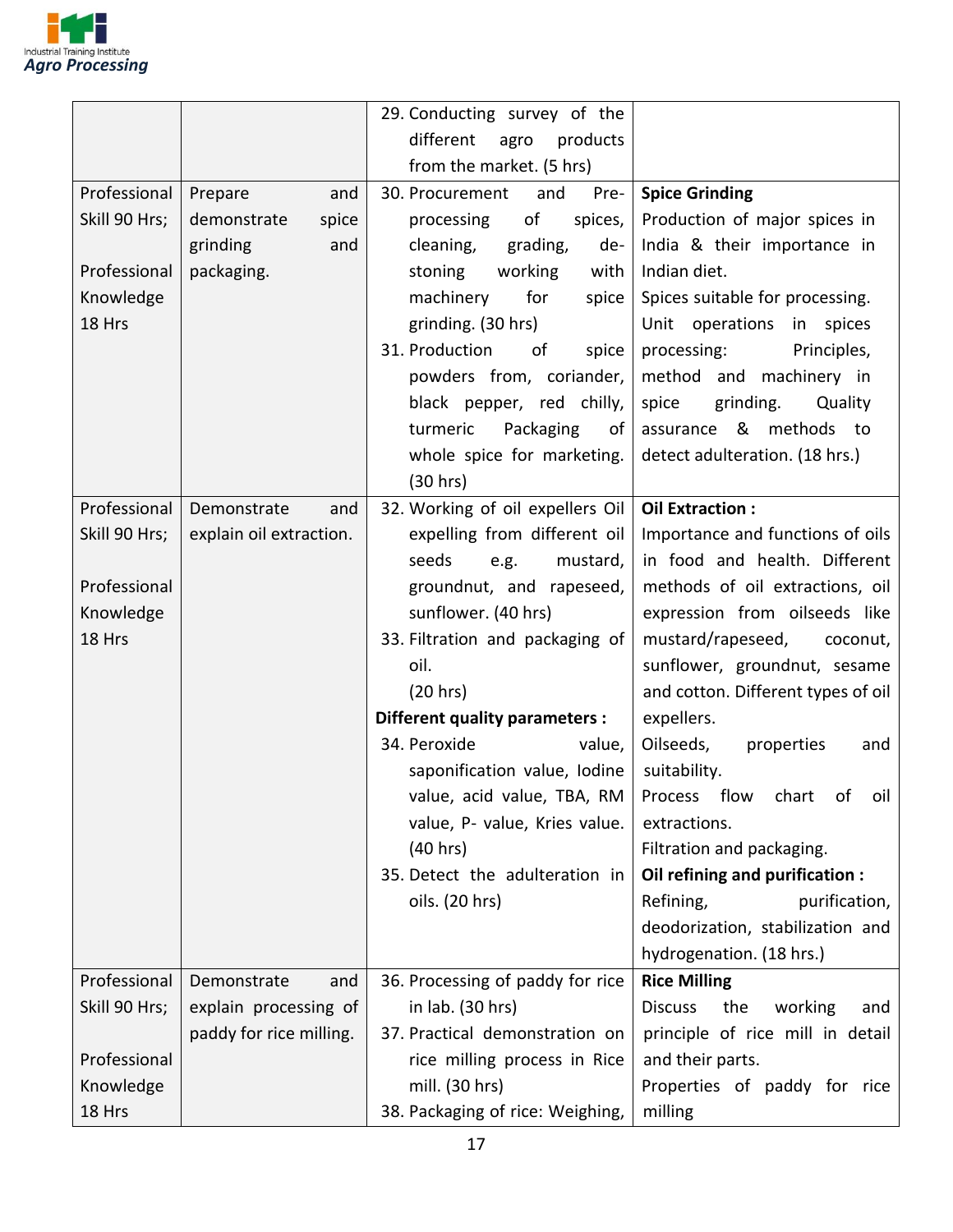| | | 29. Conducting survey of the different agro products from the market. (5 hrs) | |
|---|---|---|---|
| Professional Skill 90 Hrs;<br><br>Professional Knowledge 18 Hrs | Prepare and demonstrate spice grinding and packaging. | 30. Procurement and Pre-processing of spices, cleaning, grading, de-stoning working with machinery for spice grinding. (30 hrs)<br>31. Production of spice powders from, coriander, black pepper, red chilly, turmeric Packaging of whole spice for marketing. (30 hrs) | **Spice Grinding**<br>Production of major spices in India & their importance in Indian diet.<br>Spices suitable for processing.<br>Unit operations in spices processing: Principles, method and machinery in spice grinding. Quality assurance & methods to detect adulteration. (18 hrs.) |
| Professional Skill 90 Hrs;<br><br>Professional Knowledge 18 Hrs | Demonstrate and explain oil extraction. | 32. Working of oil expellers Oil expelling from different oil seeds e.g. mustard, groundnut, and rapeseed, sunflower. (40 hrs)<br>33. Filtration and packaging of oil.<br>(20 hrs)<br>**Different quality parameters :**<br>34. Peroxide value, saponification value, Iodine value, acid value, TBA, RM value, P- value, Kries value. (40 hrs)<br>35. Detect the adulteration in oils. (20 hrs) | **Oil Extraction :**<br>Importance and functions of oils in food and health. Different methods of oil extractions, oil expression from oilseeds like mustard/rapeseed, coconut, sunflower, groundnut, sesame and cotton. Different types of oil expellers.<br>Oilseeds, properties and suitability.<br>Process flow chart of oil extractions.<br>Filtration and packaging.<br>**Oil refining and purification :**<br>Refining, purification, deodorization, stabilization and hydrogenation. (18 hrs.) |
| Professional Skill 90 Hrs;<br><br>Professional Knowledge 18 Hrs | Demonstrate and explain processing of paddy for rice milling. | 36. Processing of paddy for rice in lab. (30 hrs)<br>37. Practical demonstration on rice milling process in Rice mill. (30 hrs)<br>38. Packaging of rice: Weighing, | **Rice Milling**<br>Discuss the working and principle of rice mill in detail and their parts.<br>Properties of paddy for rice milling |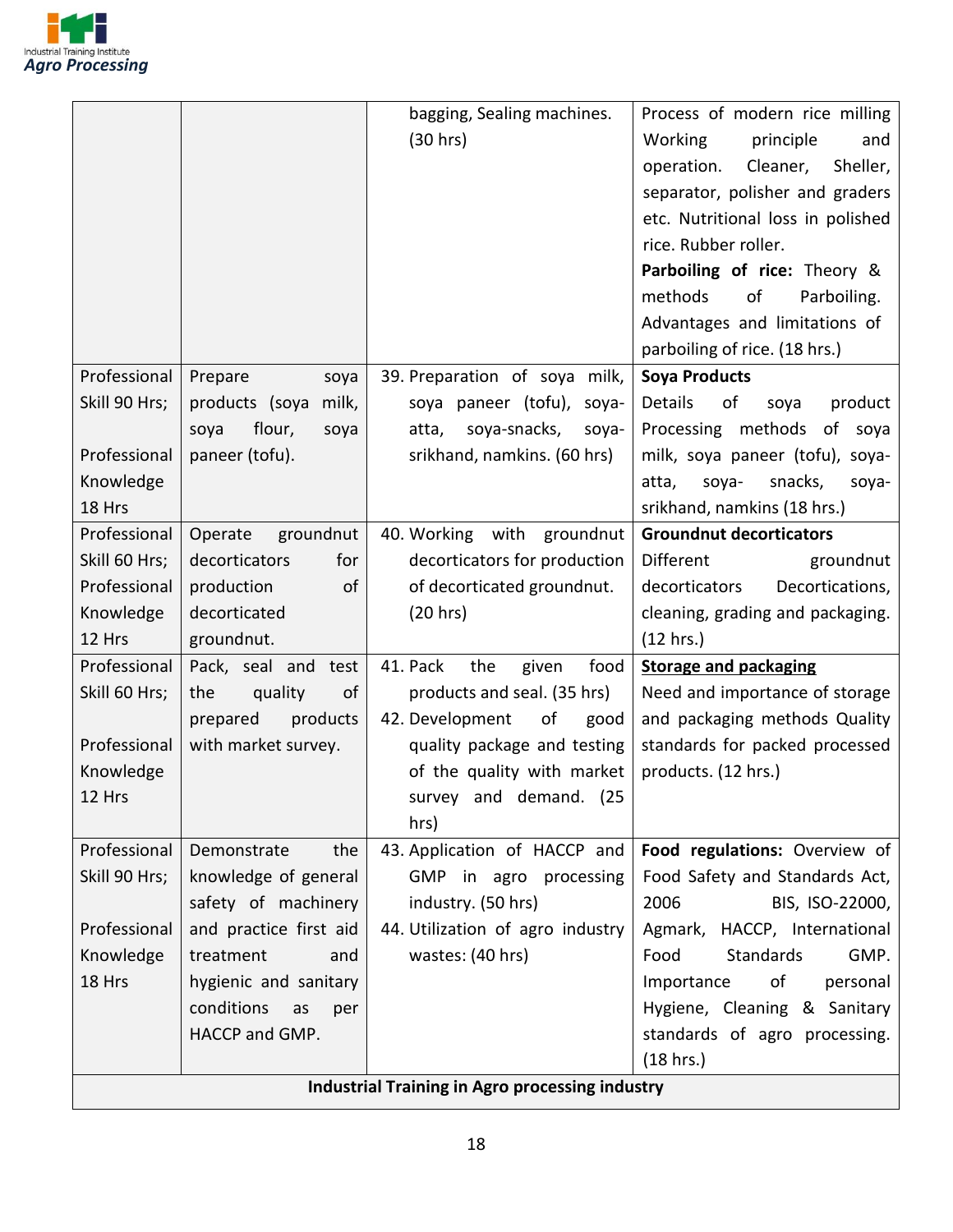| | | bagging, Sealing machines. (30 hrs) | Process of modern rice milling Working principle and operation. Cleaner, Sheller, separator, polisher and graders etc. Nutritional loss in polished rice. Rubber roller.<br>**Parboiling of rice:** Theory & methods of Parboiling. Advantages and limitations of parboiling of rice. (18 hrs.) |
|---|---|---|---|
| Professional Skill 90 Hrs;<br><br>Professional Knowledge 18 Hrs | Prepare soya products (soya milk, soya flour, soya paneer (tofu). | 39. Preparation of soya milk, soya paneer (tofu), soya-atta, soya-snacks, soya-srikhand, namkins. (60 hrs) | **Soya Products**<br>Details of soya product Processing methods of soya milk, soya paneer (tofu), soya-atta, soya- snacks, soya-srikhand, namkins (18 hrs.) |
| Professional Skill 60 Hrs; Professional Knowledge 12 Hrs | Operate groundnut decorticators for production of decorticated groundnut. | 40. Working with groundnut decorticators for production of decorticated groundnut. (20 hrs) | **Groundnut decorticators**<br>Different groundnut decorticators Decortications, cleaning, grading and packaging. (12 hrs.) |
| Professional Skill 60 Hrs;<br><br>Professional Knowledge 12 Hrs | Pack, seal and test the quality of prepared products with market survey. | 41. Pack the given food products and seal. (35 hrs)<br>42. Development of good quality package and testing of the quality with market survey and demand. (25 hrs) | **Storage and packaging**<br>Need and importance of storage and packaging methods Quality standards for packed processed products. (12 hrs.) |
| Professional Skill 90 Hrs;<br><br>Professional Knowledge 18 Hrs | Demonstrate the knowledge of general safety of machinery and practice first aid treatment and hygienic and sanitary conditions as per HACCP and GMP. | 43. Application of HACCP and GMP in agro processing industry. (50 hrs)<br>44. Utilization of agro industry wastes: (40 hrs) | **Food regulations:** Overview of Food Safety and Standards Act, 2006 BIS, ISO-22000, Agmark, HACCP, International Food Standards GMP. Importance of personal Hygiene, Cleaning & Sanitary standards of agro processing. (18 hrs.) |
| **Industrial Training in Agro processing industry** | | | |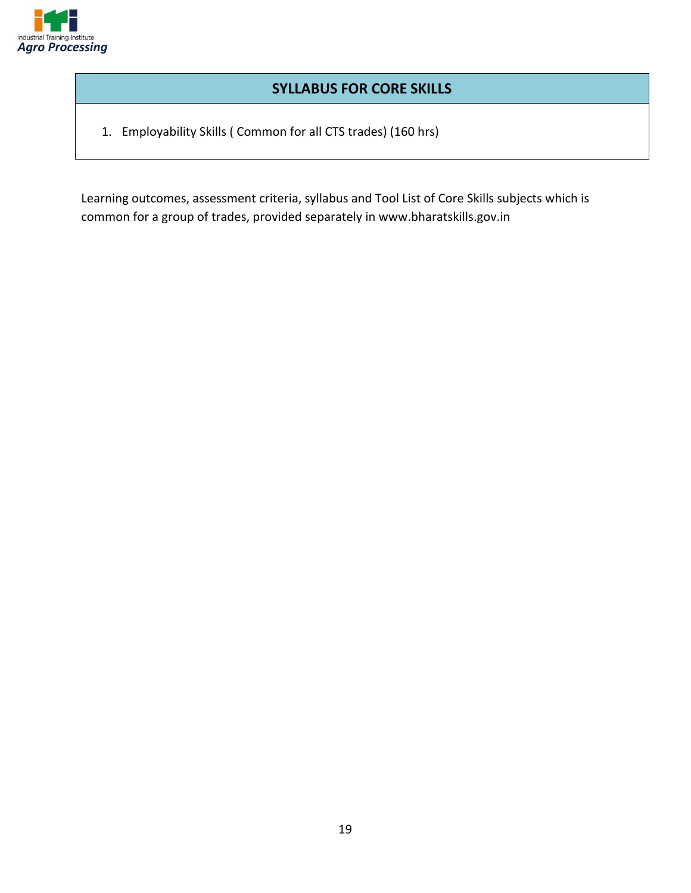## SYLLABUS FOR CORE SKILLS

1. Employability Skills ( Common for all CTS trades) (160 hrs)

Learning outcomes, assessment criteria, syllabus and Tool List of Core Skills subjects which is common for a group of trades, provided separately in www.bharatskills.gov.in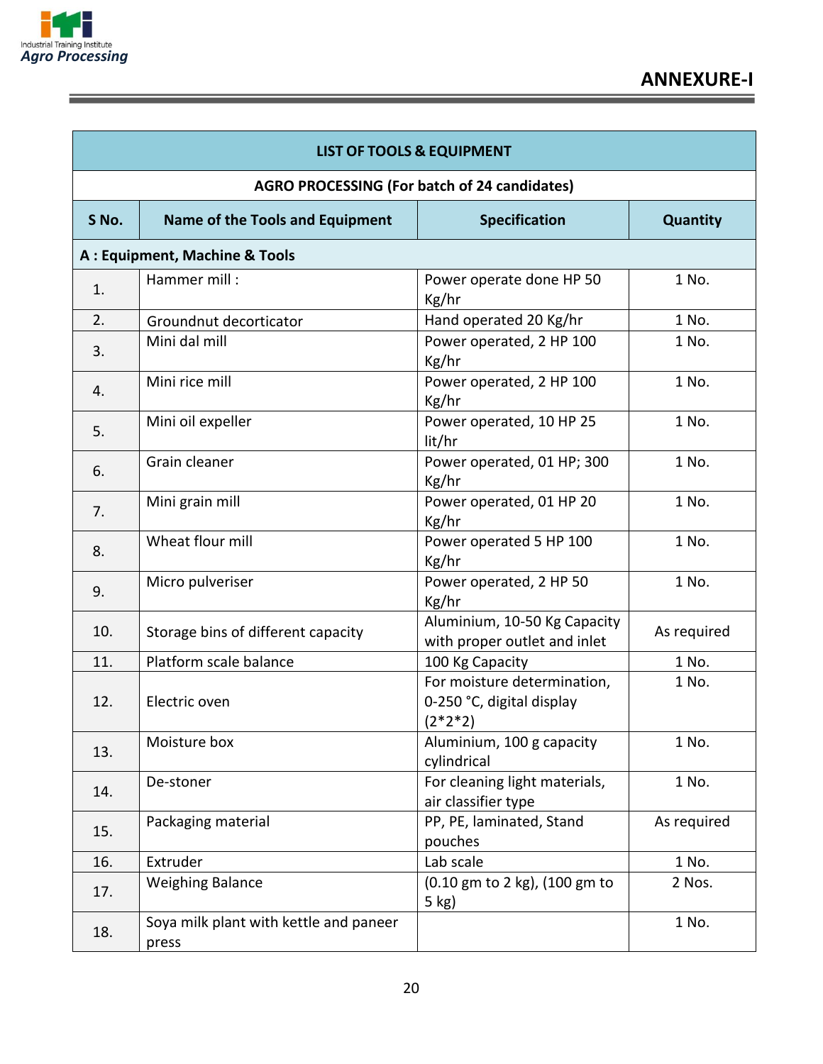## ANNEXURE-I

| LIST OF TOOLS & EQUIPMENT | | | |
|---|---|---|---|
| **AGRO PROCESSING (For batch of 24 candidates)** | | | |
| **S No.** | **Name of the Tools and Equipment** | **Specification** | **Quantity** |
| **A : Equipment, Machine & Tools** | | | |
| 1. | Hammer mill : | Power operate done HP 50 Kg/hr | 1 No. |
| 2. | Groundnut decorticator | Hand operated 20 Kg/hr | 1 No. |
| 3. | Mini dal mill | Power operated, 2 HP 100 Kg/hr | 1 No. |
| 4. | Mini rice mill | Power operated, 2 HP 100 Kg/hr | 1 No. |
| 5. | Mini oil expeller | Power operated, 10 HP 25 lit/hr | 1 No. |
| 6. | Grain cleaner | Power operated, 01 HP; 300 Kg/hr | 1 No. |
| 7. | Mini grain mill | Power operated, 01 HP 20 Kg/hr | 1 No. |
| 8. | Wheat flour mill | Power operated 5 HP 100 Kg/hr | 1 No. |
| 9. | Micro pulveriser | Power operated, 2 HP 50 Kg/hr | 1 No. |
| 10. | Storage bins of different capacity | Aluminium, 10-50 Kg Capacity with proper outlet and inlet | As required |
| 11. | Platform scale balance | 100 Kg Capacity | 1 No. |
| 12. | Electric oven | For moisture determination, 0-250 °C, digital display (2*2*2) | 1 No. |
| 13. | Moisture box | Aluminium, 100 g capacity cylindrical | 1 No. |
| 14. | De-stoner | For cleaning light materials, air classifier type | 1 No. |
| 15. | Packaging material | PP, PE, laminated, Stand pouches | As required |
| 16. | Extruder | Lab scale | 1 No. |
| 17. | Weighing Balance | (0.10 gm to 2 kg), (100 gm to 5 kg) | 2 Nos. |
| 18. | Soya milk plant with kettle and paneer press | | 1 No. |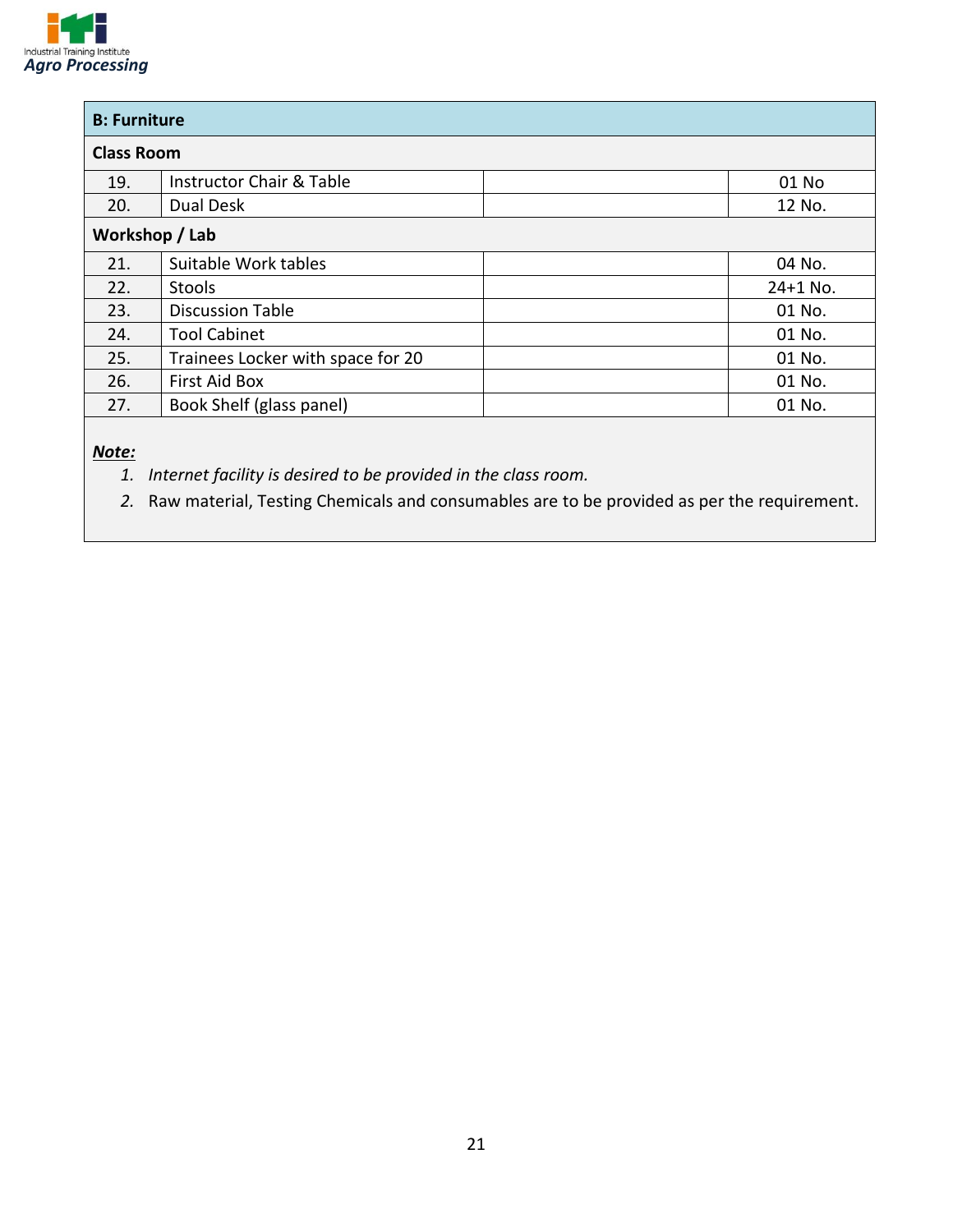| B: Furniture | | | |
|---|---|---|---|
| **Class Room** | | | |
| 19. | Instructor Chair & Table | | 01 No |
| 20. | Dual Desk | | 12 No. |
| **Workshop / Lab** | | | |
| 21. | Suitable Work tables | | 04 No. |
| 22. | Stools | | 24+1 No. |
| 23. | Discussion Table | | 01 No. |
| 24. | Tool Cabinet | | 01 No. |
| 25. | Trainees Locker with space for 20 | | 01 No. |
| 26. | First Aid Box | | 01 No. |
| 27. | Book Shelf (glass panel) | | 01 No. |

***Note:***

1. *Internet facility is desired to be provided in the class room.*
2. Raw material, Testing Chemicals and consumables are to be provided as per the requirement.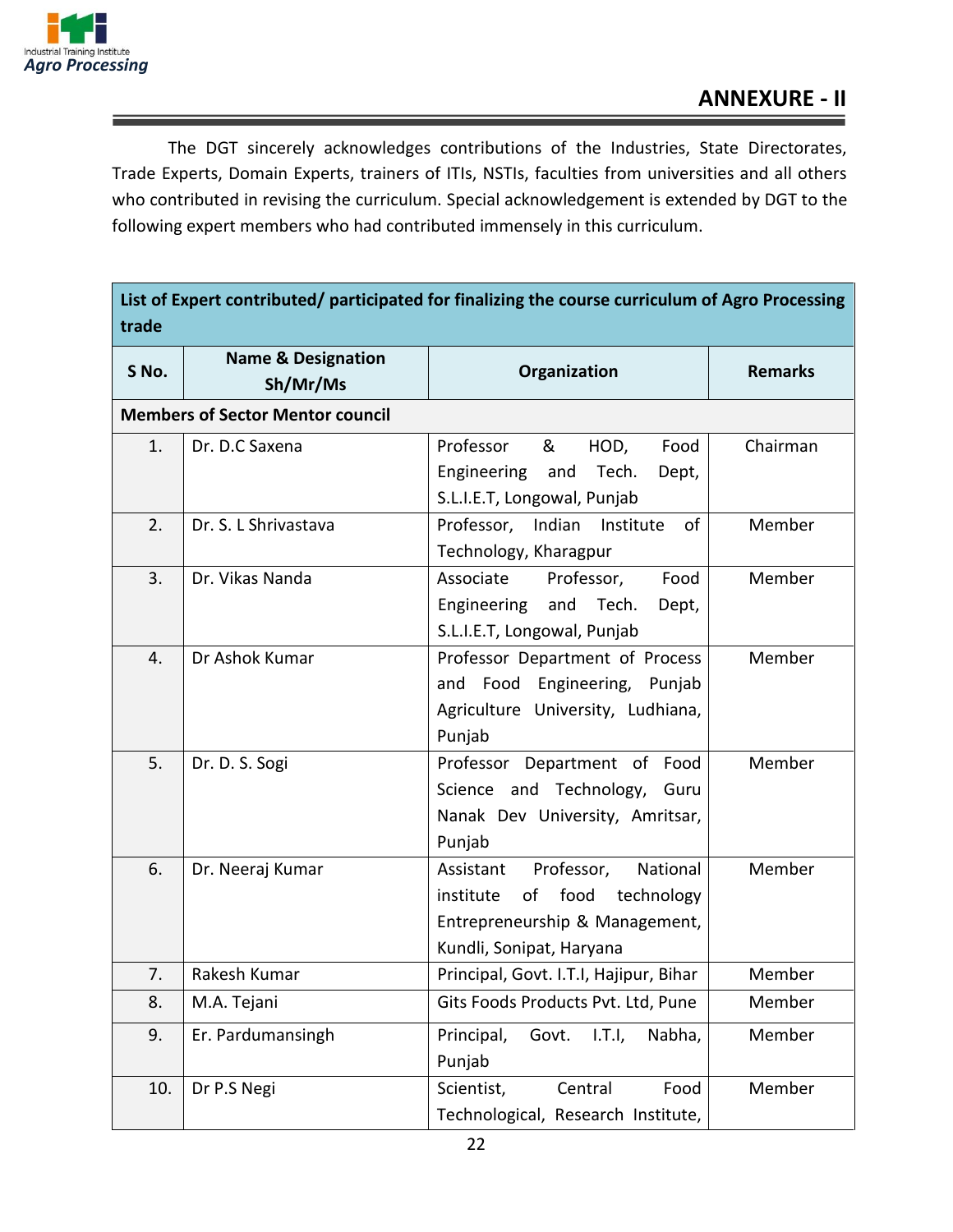## ANNEXURE - II

The DGT sincerely acknowledges contributions of the Industries, State Directorates, Trade Experts, Domain Experts, trainers of ITIs, NSTIs, faculties from universities and all others who contributed in revising the curriculum. Special acknowledgement is extended by DGT to the following expert members who had contributed immensely in this curriculum.

| List of Expert contributed/ participated for finalizing the course curriculum of Agro Processing trade | | | |
|---|---|---|---|
| **S No.** | **Name & Designation Sh/Mr/Ms** | **Organization** | **Remarks** |
| **Members of Sector Mentor council** | | | |
| 1. | Dr. D.C Saxena | Professor & HOD, Food Engineering and Tech. Dept, S.L.I.E.T, Longowal, Punjab | Chairman |
| 2. | Dr. S. L Shrivastava | Professor, Indian Institute of Technology, Kharagpur | Member |
| 3. | Dr. Vikas Nanda | Associate Professor, Food Engineering and Tech. Dept, S.L.I.E.T, Longowal, Punjab | Member |
| 4. | Dr Ashok Kumar | Professor Department of Process and Food Engineering, Punjab Agriculture University, Ludhiana, Punjab | Member |
| 5. | Dr. D. S. Sogi | Professor Department of Food Science and Technology, Guru Nanak Dev University, Amritsar, Punjab | Member |
| 6. | Dr. Neeraj Kumar | Assistant Professor, National institute of food technology Entrepreneurship & Management, Kundli, Sonipat, Haryana | Member |
| 7. | Rakesh Kumar | Principal, Govt. I.T.I, Hajipur, Bihar | Member |
| 8. | M.A. Tejani | Gits Foods Products Pvt. Ltd, Pune | Member |
| 9. | Er. Pardumansingh | Principal, Govt. I.T.I, Nabha, Punjab | Member |
| 10. | Dr P.S Negi | Scientist, Central Food Technological, Research Institute, | Member |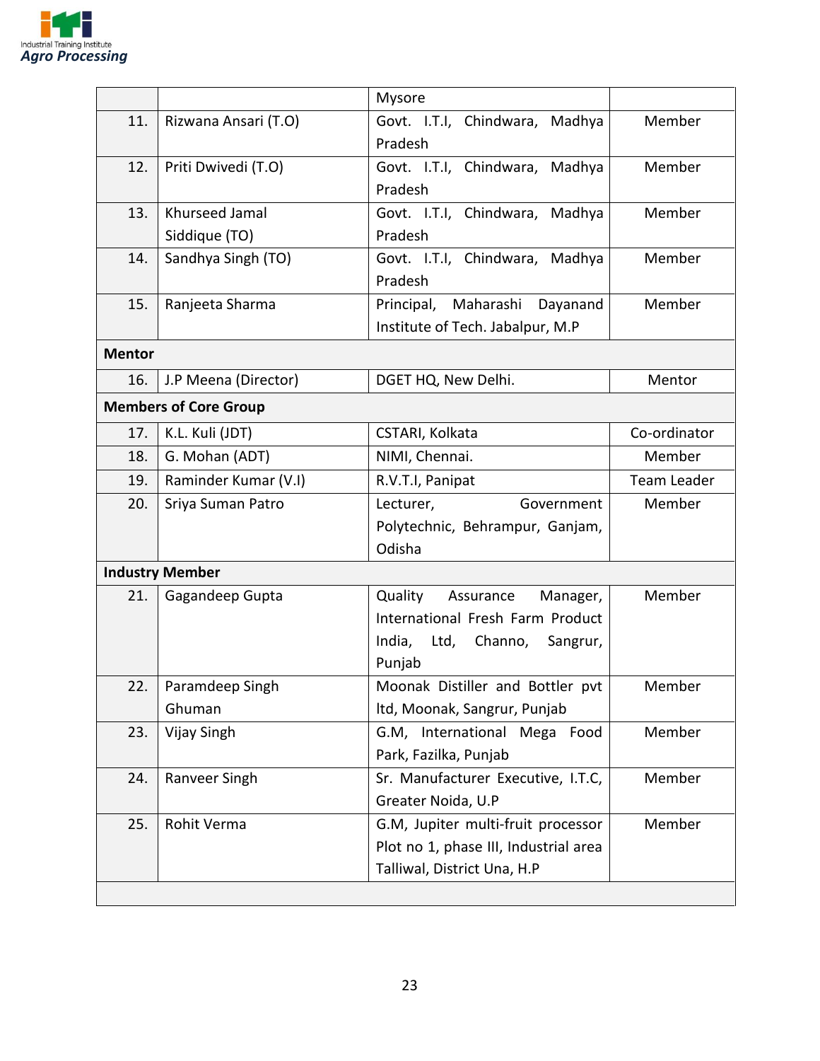| | | | |
|---|---|---|---|
| | | Mysore | |
| 11. | Rizwana Ansari (T.O) | Govt. I.T.I, Chindwara, Madhya Pradesh | Member |
| 12. | Priti Dwivedi (T.O) | Govt. I.T.I, Chindwara, Madhya Pradesh | Member |
| 13. | Khurseed Jamal Siddique (TO) | Govt. I.T.I, Chindwara, Madhya Pradesh | Member |
| 14. | Sandhya Singh (TO) | Govt. I.T.I, Chindwara, Madhya Pradesh | Member |
| 15. | Ranjeeta Sharma | Principal, Maharashi Dayanand Institute of Tech. Jabalpur, M.P | Member |
| **Mentor** | | | |
| 16. | J.P Meena (Director) | DGET HQ, New Delhi. | Mentor |
| **Members of Core Group** | | | |
| 17. | K.L. Kuli (JDT) | CSTARI, Kolkata | Co-ordinator |
| 18. | G. Mohan (ADT) | NIMI, Chennai. | Member |
| 19. | Raminder Kumar (V.I) | R.V.T.I, Panipat | Team Leader |
| 20. | Sriya Suman Patro | Lecturer, Government Polytechnic, Behrampur, Ganjam, Odisha | Member |
| **Industry Member** | | | |
| 21. | Gagandeep Gupta | Quality Assurance Manager, International Fresh Farm Product India, Ltd, Channo, Sangrur, Punjab | Member |
| 22. | Paramdeep Singh Ghuman | Moonak Distiller and Bottler pvt ltd, Moonak, Sangrur, Punjab | Member |
| 23. | Vijay Singh | G.M, International Mega Food Park, Fazilka, Punjab | Member |
| 24. | Ranveer Singh | Sr. Manufacturer Executive, I.T.C, Greater Noida, U.P | Member |
| 25. | Rohit Verma | G.M, Jupiter multi-fruit processor Plot no 1, phase III, Industrial area Talliwal, District Una, H.P | Member |
| | | | |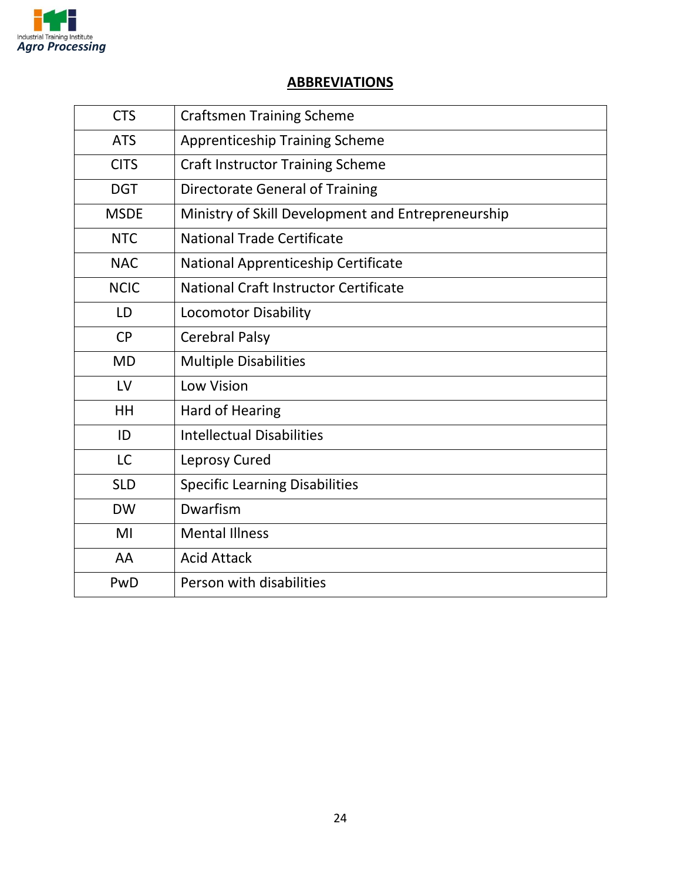## ABBREVIATIONS

| | |
|---|---|
| CTS | Craftsmen Training Scheme |
| ATS | Apprenticeship Training Scheme |
| CITS | Craft Instructor Training Scheme |
| DGT | Directorate General of Training |
| MSDE | Ministry of Skill Development and Entrepreneurship |
| NTC | National Trade Certificate |
| NAC | National Apprenticeship Certificate |
| NCIC | National Craft Instructor Certificate |
| LD | Locomotor Disability |
| CP | Cerebral Palsy |
| MD | Multiple Disabilities |
| LV | Low Vision |
| HH | Hard of Hearing |
| ID | Intellectual Disabilities |
| LC | Leprosy Cured |
| SLD | Specific Learning Disabilities |
| DW | Dwarfism |
| MI | Mental Illness |
| AA | Acid Attack |
| PwD | Person with disabilities |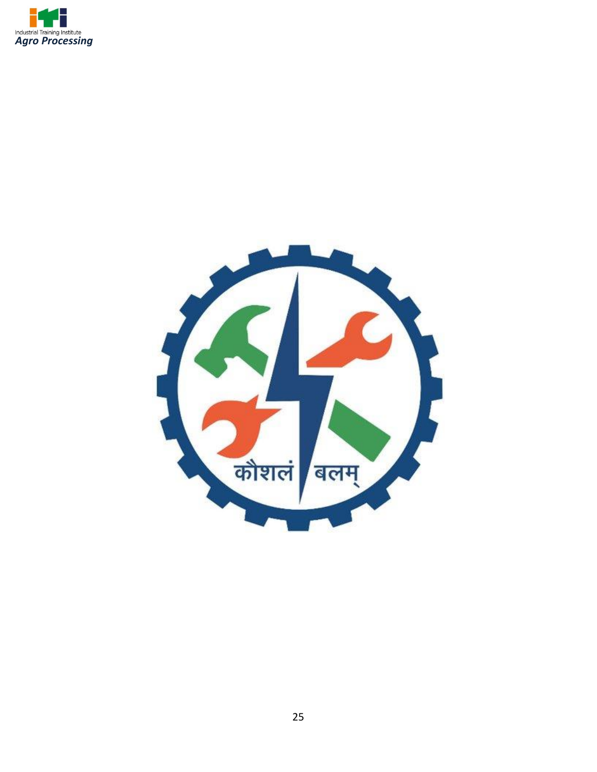कौशलं बलम्